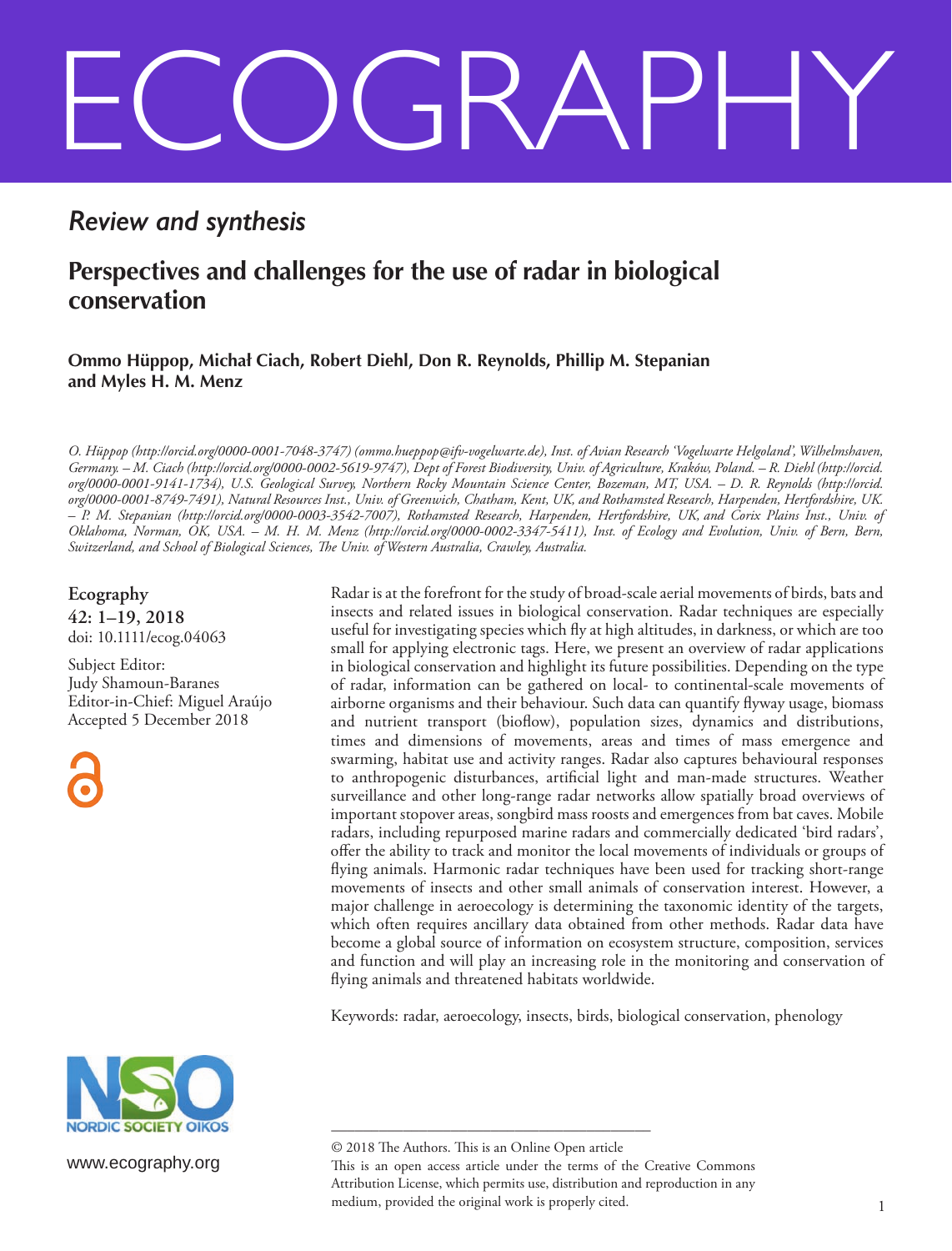# ECOGRAPHY

*Review and synthesis*

## Perspectives and challenges for the use of radar in biological conservation

**Ommo Hüppop, Michał Ciach, Robert Diehl, Don R. Reynolds, Phillip M. Stepanian and Myles H. M. Menz**

*O. Hüppop (http://orcid.org/0000-0001-7048-3747) (ommo.hueppop@ifv-vogelwarte.de), Inst. of Avian Research 'Vogelwarte Helgoland', Wilhelmshaven, Germany. – M. Ciach (http://orcid.org/0000-0002-5619-9747), Dept of Forest Biodiversity, Univ. of Agriculture, Kraków, Poland. – R. Diehl (http://orcid.org/0000-0001-9141-1734), U.S. Geological Survey, Northern Rocky Mountain Science Center, Bozeman, MT, USA. – D. R. Reynolds (http://orcid.org/0000-0001-8749-7491), Natural Resources Inst., Univ. of Greenwich, Chatham, Kent, UK, and Rothamsted Research, Harpenden, Hertfordshire, UK. – P. M. Stepanian (http://orcid.org/0000-0003-3542-7007), Rothamsted Research, Harpenden, Hertfordshire, UK, and Corix Plains Inst., Univ. of Oklahoma, Norman, OK, USA. – M. H. M. Menz (http://orcid.org/0000-0002-3347-5411), Inst. of Ecology and Evolution, Univ. of Bern, Bern, Switzerland, and School of Biological Sciences, The Univ. of Western Australia, Crawley, Australia.*

**Ecography**
**42: 1–19, 2018**
doi: 10.1111/ecog.04063

Subject Editor: Judy Shamoun-Baranes
Editor-in-Chief: Miguel Araújo
Accepted 5 December 2018

Radar is at the forefront for the study of broad-scale aerial movements of birds, bats and insects and related issues in biological conservation. Radar techniques are especially useful for investigating species which fly at high altitudes, in darkness, or which are too small for applying electronic tags. Here, we present an overview of radar applications in biological conservation and highlight its future possibilities. Depending on the type of radar, information can be gathered on local- to continental-scale movements of airborne organisms and their behaviour. Such data can quantify flyway usage, biomass and nutrient transport (bioflow), population sizes, dynamics and distributions, times and dimensions of movements, areas and times of mass emergence and swarming, habitat use and activity ranges. Radar also captures behavioural responses to anthropogenic disturbances, artificial light and man-made structures. Weather surveillance and other long-range radar networks allow spatially broad overviews of important stopover areas, songbird mass roosts and emergences from bat caves. Mobile radars, including repurposed marine radars and commercially dedicated 'bird radars', offer the ability to track and monitor the local movements of individuals or groups of flying animals. Harmonic radar techniques have been used for tracking short-range movements of insects and other small animals of conservation interest. However, a major challenge in aeroecology is determining the taxonomic identity of the targets, which often requires ancillary data obtained from other methods. Radar data have become a global source of information on ecosystem structure, composition, services and function and will play an increasing role in the monitoring and conservation of flying animals and threatened habitats worldwide.

Keywords: radar, aeroecology, insects, birds, biological conservation, phenology

NORDIC SOCIETY OIKOS

www.ecography.org

© 2018 The Authors. This is an Online Open article
This is an open access article under the terms of the Creative Commons Attribution License, which permits use, distribution and reproduction in any medium, provided the original work is properly cited.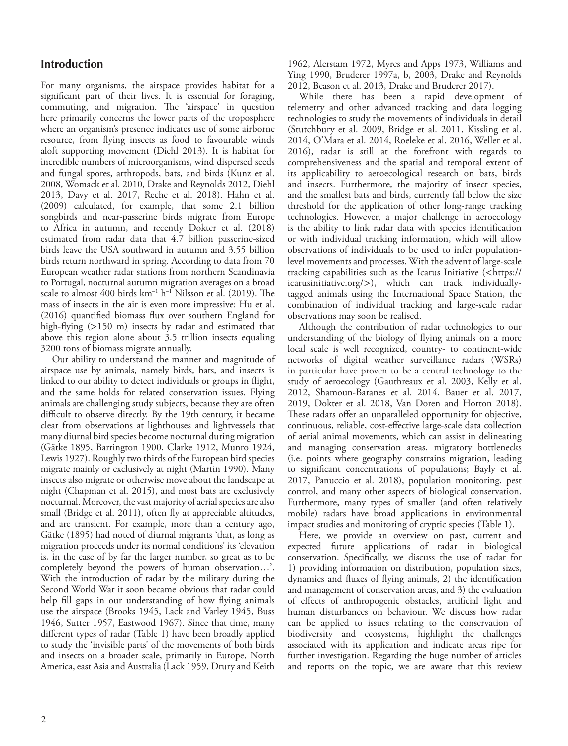## Introduction

For many organisms, the airspace provides habitat for a significant part of their lives. It is essential for foraging, commuting, and migration. The 'airspace' in question here primarily concerns the lower parts of the troposphere where an organism's presence indicates use of some airborne resource, from flying insects as food to favourable winds aloft supporting movement (Diehl 2013). It is habitat for incredible numbers of microorganisms, wind dispersed seeds and fungal spores, arthropods, bats, and birds (Kunz et al. 2008, Womack et al. 2010, Drake and Reynolds 2012, Diehl 2013, Davy et al. 2017, Reche et al. 2018). Hahn et al. (2009) calculated, for example, that some 2.1 billion songbirds and near-passerine birds migrate from Europe to Africa in autumn, and recently Dokter et al. (2018) estimated from radar data that 4.7 billion passerine-sized birds leave the USA southward in autumn and 3.55 billion birds return northward in spring. According to data from 70 European weather radar stations from northern Scandinavia to Portugal, nocturnal autumn migration averages on a broad scale to almost 400 birds $km^{-1}$ $h^{-1}$ Nilsson et al. (2019). The mass of insects in the air is even more impressive: Hu et al. (2016) quantified biomass flux over southern England for high-flying (>150 m) insects by radar and estimated that above this region alone about 3.5 trillion insects equaling 3200 tons of biomass migrate annually.

Our ability to understand the manner and magnitude of airspace use by animals, namely birds, bats, and insects is linked to our ability to detect individuals or groups in flight, and the same holds for related conservation issues. Flying animals are challenging study subjects, because they are often difficult to observe directly. By the 19th century, it became clear from observations at lighthouses and lightvessels that many diurnal bird species become nocturnal during migration (Gätke 1895, Barrington 1900, Clarke 1912, Munro 1924, Lewis 1927). Roughly two thirds of the European bird species migrate mainly or exclusively at night (Martin 1990). Many insects also migrate or otherwise move about the landscape at night (Chapman et al. 2015), and most bats are exclusively nocturnal. Moreover, the vast majority of aerial species are also small (Bridge et al. 2011), often fly at appreciable altitudes, and are transient. For example, more than a century ago, Gätke (1895) had noted of diurnal migrants 'that, as long as migration proceeds under its normal conditions' its 'elevation is, in the case of by far the larger number, so great as to be completely beyond the powers of human observation…'. With the introduction of radar by the military during the Second World War it soon became obvious that radar could help fill gaps in our understanding of how flying animals use the airspace (Brooks 1945, Lack and Varley 1945, Buss 1946, Sutter 1957, Eastwood 1967). Since that time, many different types of radar (Table 1) have been broadly applied to study the 'invisible parts' of the movements of both birds and insects on a broader scale, primarily in Europe, North America, east Asia and Australia (Lack 1959, Drury and Keith 1962, Alerstam 1972, Myres and Apps 1973, Williams and Ying 1990, Bruderer 1997a, b, 2003, Drake and Reynolds 2012, Beason et al. 2013, Drake and Bruderer 2017).

While there has been a rapid development of telemetry and other advanced tracking and data logging technologies to study the movements of individuals in detail (Stutchbury et al. 2009, Bridge et al. 2011, Kissling et al. 2014, O'Mara et al. 2014, Roeleke et al. 2016, Weller et al. 2016), radar is still at the forefront with regards to comprehensiveness and the spatial and temporal extent of its applicability to aeroecological research on bats, birds and insects. Furthermore, the majority of insect species, and the smallest bats and birds, currently fall below the size threshold for the application of other long-range tracking technologies. However, a major challenge in aeroecology is the ability to link radar data with species identification or with individual tracking information, which will allow observations of individuals to be used to infer population-level movements and processes. With the advent of large-scale tracking capabilities such as the Icarus Initiative (<https://icarusinitiative.org/>), which can track individually-tagged animals using the International Space Station, the combination of individual tracking and large-scale radar observations may soon be realised.

Although the contribution of radar technologies to our understanding of the biology of flying animals on a more local scale is well recognized, country- to continent-wide networks of digital weather surveillance radars (WSRs) in particular have proven to be a central technology to the study of aeroecology (Gauthreaux et al. 2003, Kelly et al. 2012, Shamoun-Baranes et al. 2014, Bauer et al. 2017, 2019, Dokter et al. 2018, Van Doren and Horton 2018). These radars offer an unparalleled opportunity for objective, continuous, reliable, cost-effective large-scale data collection of aerial animal movements, which can assist in delineating and managing conservation areas, migratory bottlenecks (i.e. points where geography constrains migration, leading to significant concentrations of populations; Bayly et al. 2017, Panuccio et al. 2018), population monitoring, pest control, and many other aspects of biological conservation. Furthermore, many types of smaller (and often relatively mobile) radars have broad applications in environmental impact studies and monitoring of cryptic species (Table 1).

Here, we provide an overview on past, current and expected future applications of radar in biological conservation. Specifically, we discuss the use of radar for 1) providing information on distribution, population sizes, dynamics and fluxes of flying animals, 2) the identification and management of conservation areas, and 3) the evaluation of effects of anthropogenic obstacles, artificial light and human disturbances on behaviour. We discuss how radar can be applied to issues relating to the conservation of biodiversity and ecosystems, highlight the challenges associated with its application and indicate areas ripe for further investigation. Regarding the huge number of articles and reports on the topic, we are aware that this review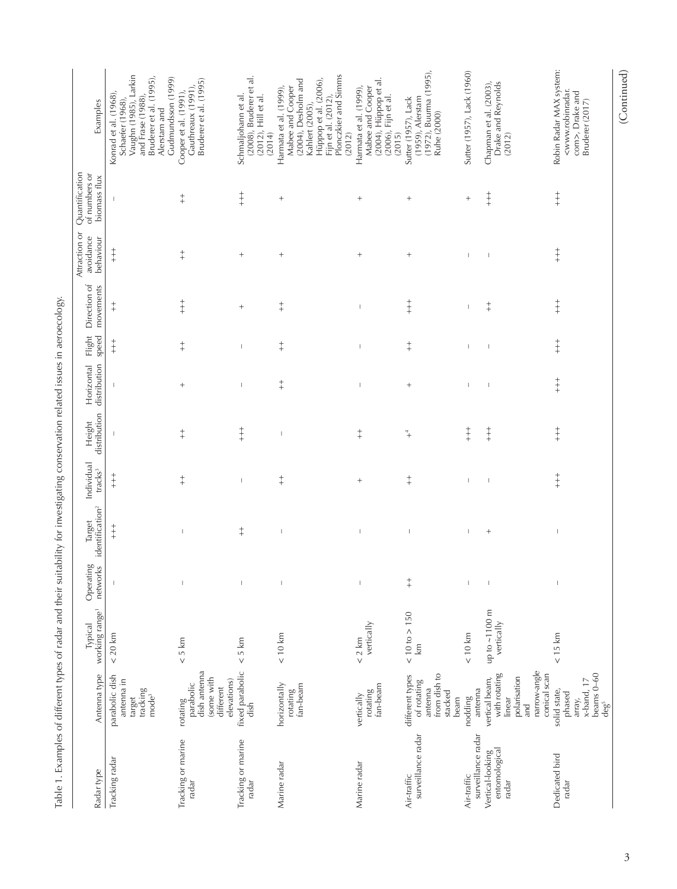Table 1. Examples of different types of radar and their suitability for investigating conservation related issues in aeroecology.

| Radar type | Antenna type | Typical working range[1] | Operating networks | Target identification[2] | Individual tracks[3] | Height distribution | Horizontal distribution | Flight speed | Direction of movements | Attraction or avoidance behaviour | Quantification of numbers or biomass flux | Examples |
|---|---|---|---|---|---|---|---|---|---|---|---|---|
| Tracking radar | parabolic dish antenna in target tracking mode[3] | < 20 km | – | +++ | +++ | – | – | +++ | ++ | +++ | – | Konrad et al. (1968), Schaefer (1968), Vaughn (1985), Larkin and Frase (1988), Bruderer et al. (1995), Alerstam and Gudmundsson (1999) |
| Tracking or marine radar | rotating parabolic dish antenna (some with different elevations) | < 5 km | – | – | ++ | ++ | + | ++ | +++ | ++ | ++ | Cooper et al. (1991), Gauthreaux (1991), Bruderer et al. (1995) |
| Tracking or marine radar | fixed parabolic dish | < 5 km | – | ++ | – | +++ | – | – | + | + | +++ | Schmaljohann et al. (2008), Bruderer et al. (2012), Hill et al. (2014) |
| Marine radar | horizontally rotating fan-beam | < 10 km | – | – | ++ | – | ++ | ++ | ++ | + | + | Harmata et al. (1999), Mabee and Cooper (2004), Desholm and Kahlert (2005), Hüppop et al. (2006), Fijn et al. (2012), Plonczkier and Simms (2012) |
| Marine radar | vertically rotating fan-beam | < 2 km vertically | – | – | + | ++ | – | – | – | + | + | Harmata et al. (1999), Mabee and Cooper (2004), Hüppop et al. (2006), Fijn et al. (2015) |
| Air-traffic surveillance radar | different types of rotating antenna from dish to stacked beam | < 10 to > 150 km | ++ | – | ++ | +[4] | + | ++ | +++ | + | + | Sutter (1957), Lack (1959), Alerstam (1972), Buurma (1995), Ruhe (2000) |
| Air-traffic surveillance radar | nodding antenna | < 10 km | – | – | – | +++ | – | – | – | – | + | Sutter (1957), Lack (1960) |
| Vertical-looking entomological radar | vertical beam, with rotating linear polarisation and narrow-angle conical scan | up to ~1100 m vertically | – | + | – | +++ | – | – | ++ | – | +++ | Chapman et al. (2003), Drake and Reynolds (2012) |
| Dedicated bird radar | solid state, phased array, x-band, 17 beams 0–60 deg[5] | < 15 km | – | – | +++ | +++ | +++ | +++ | +++ | +++ | +++ | Robin Radar MAX system: <www.robinradar.com>, Drake and Bruderer (2017) |

(Continued)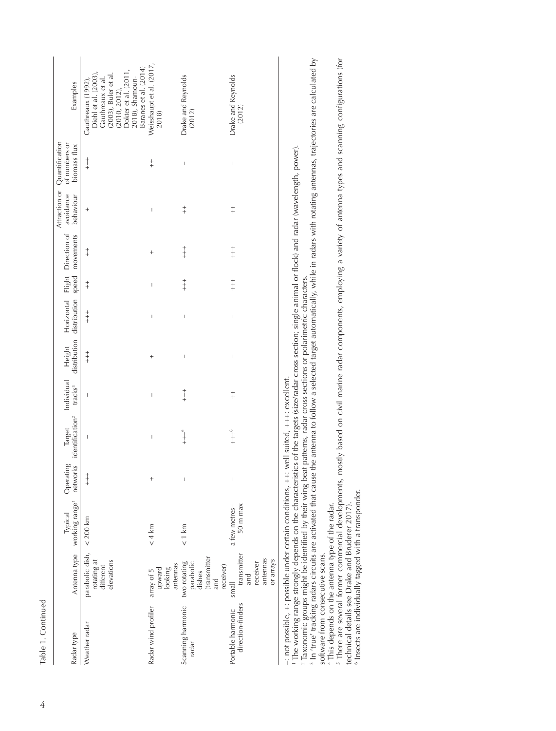Table 1. Continued

| Radar type | Antenna type | Typical working range[1] | Operating networks | Target identification[2] | Individual tracks[3] | Height distribution | Horizontal distribution | Flight speed | Direction of movements | Attraction or avoidance behaviour | Quantification of numbers or biomass flux | Examples |
|---|---|---|---|---|---|---|---|---|---|---|---|---|
| Weather radar | parabolic dish, rotating at different elevations | < 200 km | +++ | – | – | +++ | +++ | ++ | ++ | + | +++ | Gauthreaux (1992), Diehl et al. (2003), Gauthreaux et al. (2003), Buler et al. (2010, 2012), Dokter et al. (2011, 2018), Shamoun-Baranes et al. (2014) |
| Radar wind profiler | array of 5 upward looking antennas | < 4 km | + | – | – | + | – | – | + | – | ++ | Weisshaupt et al. (2017, 2018) |
| Scanning harmonic radar | two rotating parabolic dishes (transmitter and receiver) | < 1 km | – | +++[6] | +++ | – | – | +++ | +++ | ++ | – | Drake and Reynolds (2012) |
| Portable harmonic direction-finders | small transmitter and receiver antennas or arrays | a few metres–50 m max | – | +++[6] | ++ | – | – | +++ | +++ | ++ | – | Drake and Reynolds (2012) |

–: not possible, +: possible under certain conditions, ++: well suited, +++: excellent.

[1] The working range strongly depends on the characteristics of the targets (size/radar cross section; single animal or flock) and radar (wavelength, power).

[2] Taxonomic groups might be identified by their wing beat patterns, radar cross sections or polarimetric characters.

[3] In 'true' tracking radars circuits are activated that cause the antenna to follow a selected target automatically, while in radars with rotating antennas, trajectories are calculated by software from consecutive scans.

[4] This depends on the antenna type of the radar.

[5] There are several former commercial developments, mostly based on civil marine radar components, employing a variety of antenna types and scanning configurations (for technical details see Drake and Bruderer 2017).

[6] Insects are individually tagged with a transponder.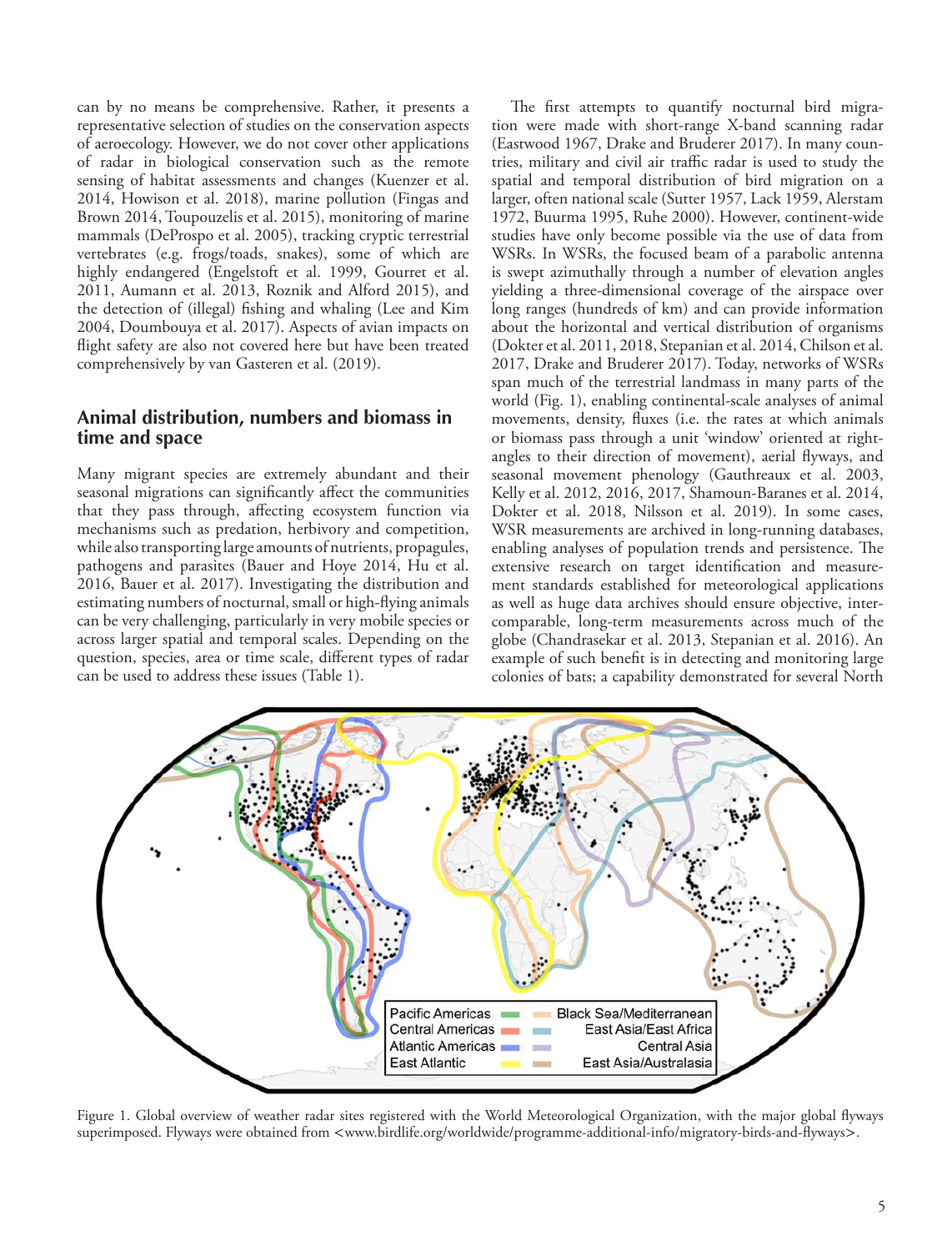can by no means be comprehensive. Rather, it presents a representative selection of studies on the conservation aspects of aeroecology. However, we do not cover other applications of radar in biological conservation such as the remote sensing of habitat assessments and changes (Kuenzer et al. 2014, Howison et al. 2018), marine pollution (Fingas and Brown 2014, Toupouzelis et al. 2015), monitoring of marine mammals (DeProspo et al. 2005), tracking cryptic terrestrial vertebrates (e.g. frogs/toads, snakes), some of which are highly endangered (Engelstoft et al. 1999, Gourret et al. 2011, Aumann et al. 2013, Roznik and Alford 2015), and the detection of (illegal) fishing and whaling (Lee and Kim 2004, Doumbouya et al. 2017). Aspects of avian impacts on flight safety are also not covered here but have been treated comprehensively by van Gasteren et al. (2019).

## Animal distribution, numbers and biomass in time and space

Many migrant species are extremely abundant and their seasonal migrations can significantly affect the communities that they pass through, affecting ecosystem function via mechanisms such as predation, herbivory and competition, while also transporting large amounts of nutrients, propagules, pathogens and parasites (Bauer and Hoye 2014, Hu et al. 2016, Bauer et al. 2017). Investigating the distribution and estimating numbers of nocturnal, small or high-flying animals can be very challenging, particularly in very mobile species or across larger spatial and temporal scales. Depending on the question, species, area or time scale, different types of radar can be used to address these issues (Table 1).

The first attempts to quantify nocturnal bird migration were made with short-range X-band scanning radar (Eastwood 1967, Drake and Bruderer 2017). In many countries, military and civil air traffic radar is used to study the spatial and temporal distribution of bird migration on a larger, often national scale (Sutter 1957, Lack 1959, Alerstam 1972, Buurma 1995, Ruhe 2000). However, continent-wide studies have only become possible via the use of data from WSRs. In WSRs, the focused beam of a parabolic antenna is swept azimuthally through a number of elevation angles yielding a three-dimensional coverage of the airspace over long ranges (hundreds of km) and can provide information about the horizontal and vertical distribution of organisms (Dokter et al. 2011, 2018, Stepanian et al. 2014, Chilson et al. 2017, Drake and Bruderer 2017). Today, networks of WSRs span much of the terrestrial landmass in many parts of the world (Fig. 1), enabling continental-scale analyses of animal movements, density, fluxes (i.e. the rates at which animals or biomass pass through a unit 'window' oriented at right-angles to their direction of movement), aerial flyways, and seasonal movement phenology (Gauthreaux et al. 2003, Kelly et al. 2012, 2016, 2017, Shamoun-Baranes et al. 2014, Dokter et al. 2018, Nilsson et al. 2019). In some cases, WSR measurements are archived in long-running databases, enabling analyses of population trends and persistence. The extensive research on target identification and measurement standards established for meteorological applications as well as huge data archives should ensure objective, inter-comparable, long-term measurements across much of the globe (Chandrasekar et al. 2013, Stepanian et al. 2016). An example of such benefit is in detecting and monitoring large colonies of bats; a capability demonstrated for several North

Figure 1. Global overview of weather radar sites registered with the World Meteorological Organization, with the major global flyways superimposed. Flyways were obtained from <www.birdlife.org/worldwide/programme-additional-info/migratory-birds-and-flyways>.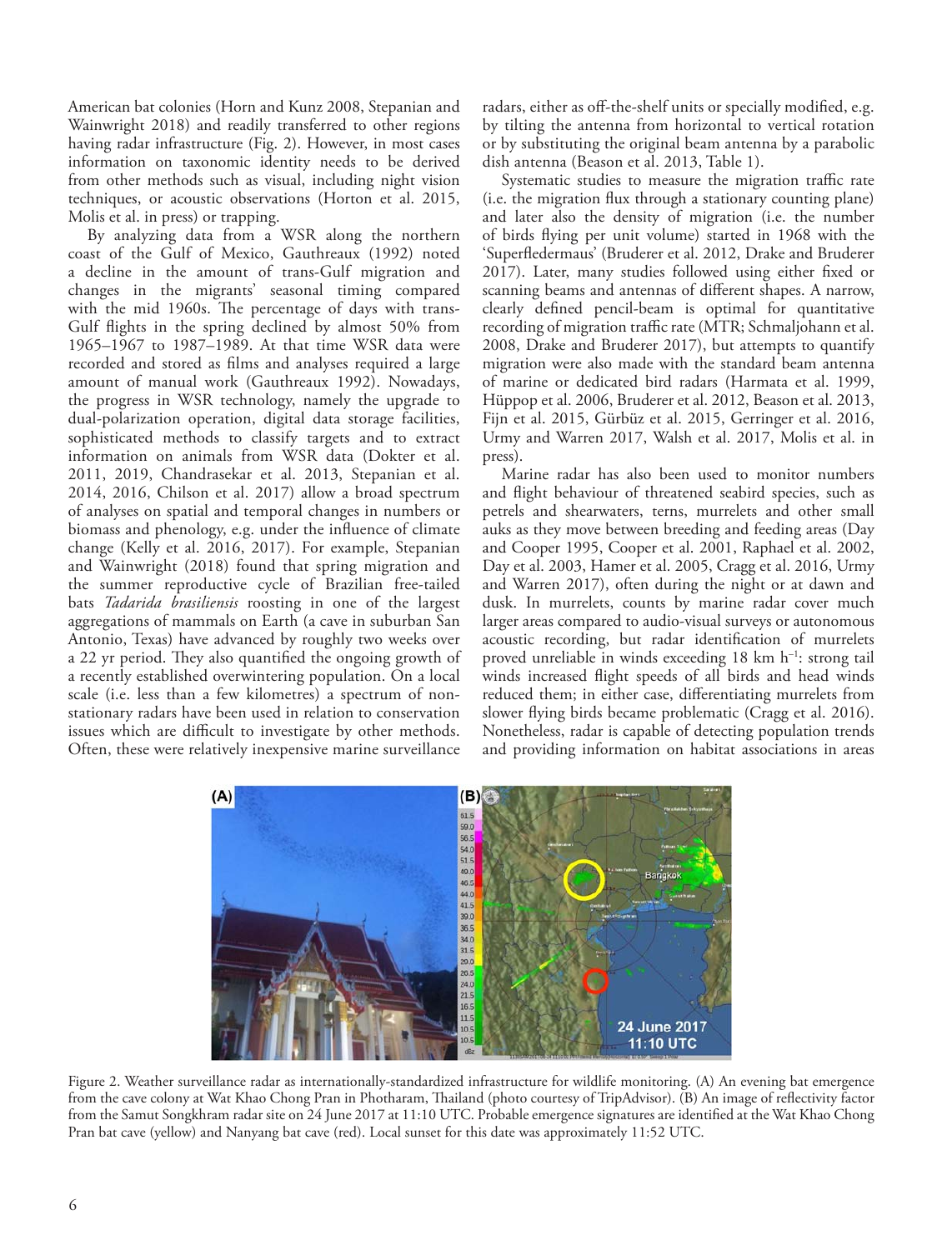American bat colonies (Horn and Kunz 2008, Stepanian and Wainwright 2018) and readily transferred to other regions having radar infrastructure (Fig. 2). However, in most cases information on taxonomic identity needs to be derived from other methods such as visual, including night vision techniques, or acoustic observations (Horton et al. 2015, Molis et al. in press) or trapping.

By analyzing data from a WSR along the northern coast of the Gulf of Mexico, Gauthreaux (1992) noted a decline in the amount of trans-Gulf migration and changes in the migrants' seasonal timing compared with the mid 1960s. The percentage of days with trans-Gulf flights in the spring declined by almost 50% from 1965–1967 to 1987–1989. At that time WSR data were recorded and stored as films and analyses required a large amount of manual work (Gauthreaux 1992). Nowadays, the progress in WSR technology, namely the upgrade to dual-polarization operation, digital data storage facilities, sophisticated methods to classify targets and to extract information on animals from WSR data (Dokter et al. 2011, 2019, Chandrasekar et al. 2013, Stepanian et al. 2014, 2016, Chilson et al. 2017) allow a broad spectrum of analyses on spatial and temporal changes in numbers or biomass and phenology, e.g. under the influence of climate change (Kelly et al. 2016, 2017). For example, Stepanian and Wainwright (2018) found that spring migration and the summer reproductive cycle of Brazilian free-tailed bats *Tadarida brasiliensis* roosting in one of the largest aggregations of mammals on Earth (a cave in suburban San Antonio, Texas) have advanced by roughly two weeks over a 22 yr period. They also quantified the ongoing growth of a recently established overwintering population. On a local scale (i.e. less than a few kilometres) a spectrum of non-stationary radars have been used in relation to conservation issues which are difficult to investigate by other methods. Often, these were relatively inexpensive marine surveillance radars, either as off-the-shelf units or specially modified, e.g. by tilting the antenna from horizontal to vertical rotation or by substituting the original beam antenna by a parabolic dish antenna (Beason et al. 2013, Table 1).

Systematic studies to measure the migration traffic rate (i.e. the migration flux through a stationary counting plane) and later also the density of migration (i.e. the number of birds flying per unit volume) started in 1968 with the 'Superfledermaus' (Bruderer et al. 2012, Drake and Bruderer 2017). Later, many studies followed using either fixed or scanning beams and antennas of different shapes. A narrow, clearly defined pencil-beam is optimal for quantitative recording of migration traffic rate (MTR; Schmaljohann et al. 2008, Drake and Bruderer 2017), but attempts to quantify migration were also made with the standard beam antenna of marine or dedicated bird radars (Harmata et al. 1999, Hüppop et al. 2006, Bruderer et al. 2012, Beason et al. 2013, Fijn et al. 2015, Gürbüz et al. 2015, Gerringer et al. 2016, Urmy and Warren 2017, Walsh et al. 2017, Molis et al. in press).

Marine radar has also been used to monitor numbers and flight behaviour of threatened seabird species, such as petrels and shearwaters, terns, murrelets and other small auks as they move between breeding and feeding areas (Day and Cooper 1995, Cooper et al. 2001, Raphael et al. 2002, Day et al. 2003, Hamer et al. 2005, Cragg et al. 2016, Urmy and Warren 2017), often during the night or at dawn and dusk. In murrelets, counts by marine radar cover much larger areas compared to audio-visual surveys or autonomous acoustic recording, but radar identification of murrelets proved unreliable in winds exceeding 18 km $h^{-1}$: strong tail winds increased flight speeds of all birds and head winds reduced them; in either case, differentiating murrelets from slower flying birds became problematic (Cragg et al. 2016). Nonetheless, radar is capable of detecting population trends and providing information on habitat associations in areas

Figure 2. Weather surveillance radar as internationally-standardized infrastructure for wildlife monitoring. (A) An evening bat emergence from the cave colony at Wat Khao Chong Pran in Photharam, Thailand (photo courtesy of TripAdvisor). (B) An image of reflectivity factor from the Samut Songkhram radar site on 24 June 2017 at 11:10 UTC. Probable emergence signatures are identified at the Wat Khao Chong Pran bat cave (yellow) and Nanyang bat cave (red). Local sunset for this date was approximately 11:52 UTC.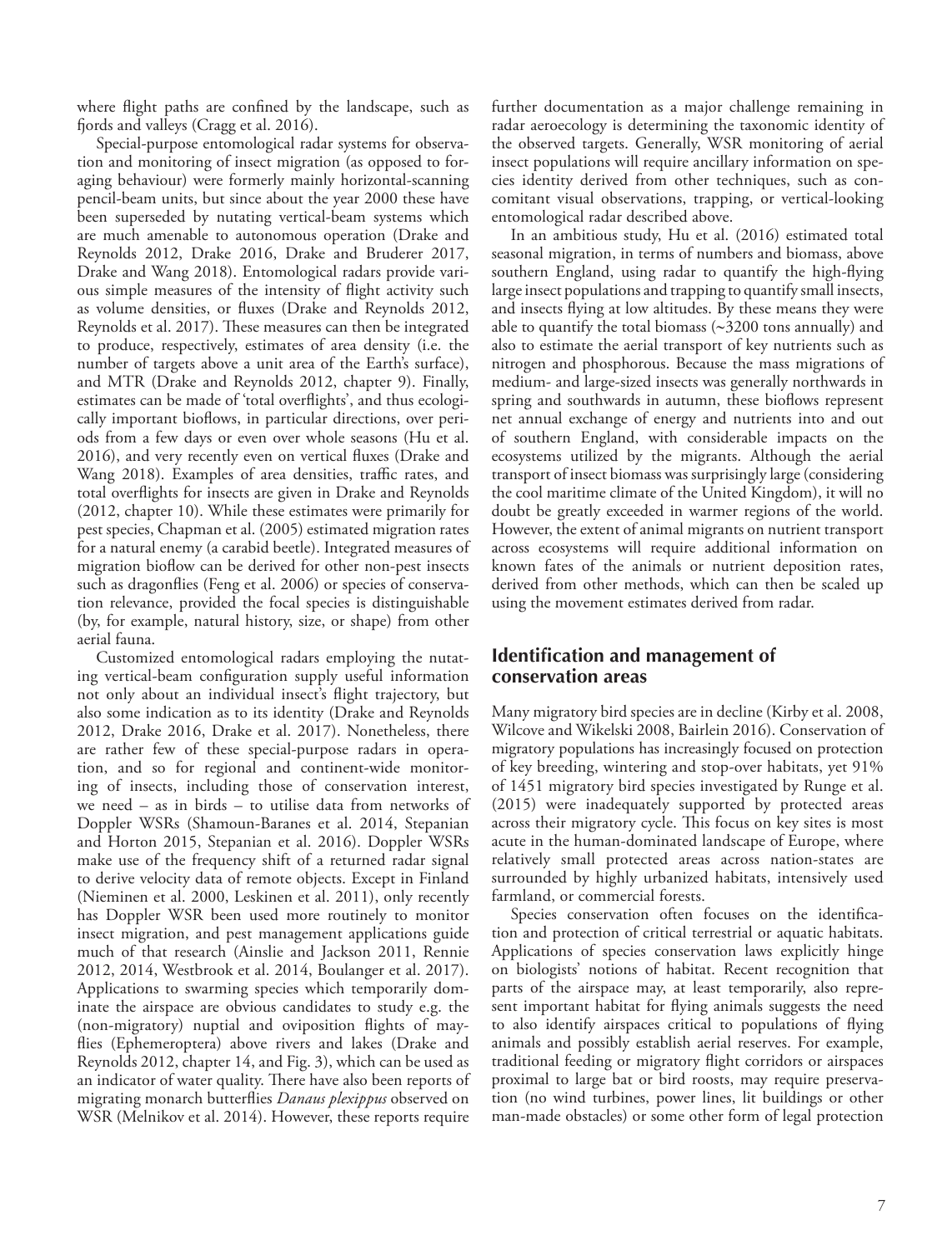where flight paths are confined by the landscape, such as fjords and valleys (Cragg et al. 2016).

Special-purpose entomological radar systems for observation and monitoring of insect migration (as opposed to foraging behaviour) were formerly mainly horizontal-scanning pencil-beam units, but since about the year 2000 these have been superseded by nutating vertical-beam systems which are much amenable to autonomous operation (Drake and Reynolds 2012, Drake 2016, Drake and Bruderer 2017, Drake and Wang 2018). Entomological radars provide various simple measures of the intensity of flight activity such as volume densities, or fluxes (Drake and Reynolds 2012, Reynolds et al. 2017). These measures can then be integrated to produce, respectively, estimates of area density (i.e. the number of targets above a unit area of the Earth's surface), and MTR (Drake and Reynolds 2012, chapter 9). Finally, estimates can be made of 'total overflights', and thus ecologically important bioflows, in particular directions, over periods from a few days or even over whole seasons (Hu et al. 2016), and very recently even on vertical fluxes (Drake and Wang 2018). Examples of area densities, traffic rates, and total overflights for insects are given in Drake and Reynolds (2012, chapter 10). While these estimates were primarily for pest species, Chapman et al. (2005) estimated migration rates for a natural enemy (a carabid beetle). Integrated measures of migration bioflow can be derived for other non-pest insects such as dragonflies (Feng et al. 2006) or species of conservation relevance, provided the focal species is distinguishable (by, for example, natural history, size, or shape) from other aerial fauna.

Customized entomological radars employing the nutating vertical-beam configuration supply useful information not only about an individual insect's flight trajectory, but also some indication as to its identity (Drake and Reynolds 2012, Drake 2016, Drake et al. 2017). Nonetheless, there are rather few of these special-purpose radars in operation, and so for regional and continent-wide monitoring of insects, including those of conservation interest, we need – as in birds – to utilise data from networks of Doppler WSRs (Shamoun-Baranes et al. 2014, Stepanian and Horton 2015, Stepanian et al. 2016). Doppler WSRs make use of the frequency shift of a returned radar signal to derive velocity data of remote objects. Except in Finland (Nieminen et al. 2000, Leskinen et al. 2011), only recently has Doppler WSR been used more routinely to monitor insect migration, and pest management applications guide much of that research (Ainslie and Jackson 2011, Rennie 2012, 2014, Westbrook et al. 2014, Boulanger et al. 2017). Applications to swarming species which temporarily dominate the airspace are obvious candidates to study e.g. the (non-migratory) nuptial and oviposition flights of mayflies (Ephemeroptera) above rivers and lakes (Drake and Reynolds 2012, chapter 14, and Fig. 3), which can be used as an indicator of water quality. There have also been reports of migrating monarch butterflies *Danaus plexippus* observed on WSR (Melnikov et al. 2014). However, these reports require further documentation as a major challenge remaining in radar aeroecology is determining the taxonomic identity of the observed targets. Generally, WSR monitoring of aerial insect populations will require ancillary information on species identity derived from other techniques, such as concomitant visual observations, trapping, or vertical-looking entomological radar described above.

In an ambitious study, Hu et al. (2016) estimated total seasonal migration, in terms of numbers and biomass, above southern England, using radar to quantify the high-flying large insect populations and trapping to quantify small insects, and insects flying at low altitudes. By these means they were able to quantify the total biomass (~3200 tons annually) and also to estimate the aerial transport of key nutrients such as nitrogen and phosphorous. Because the mass migrations of medium- and large-sized insects was generally northwards in spring and southwards in autumn, these bioflows represent net annual exchange of energy and nutrients into and out of southern England, with considerable impacts on the ecosystems utilized by the migrants. Although the aerial transport of insect biomass was surprisingly large (considering the cool maritime climate of the United Kingdom), it will no doubt be greatly exceeded in warmer regions of the world. However, the extent of animal migrants on nutrient transport across ecosystems will require additional information on known fates of the animals or nutrient deposition rates, derived from other methods, which can then be scaled up using the movement estimates derived from radar.

## Identification and management of conservation areas

Many migratory bird species are in decline (Kirby et al. 2008, Wilcove and Wikelski 2008, Bairlein 2016). Conservation of migratory populations has increasingly focused on protection of key breeding, wintering and stop-over habitats, yet 91% of 1451 migratory bird species investigated by Runge et al. (2015) were inadequately supported by protected areas across their migratory cycle. This focus on key sites is most acute in the human-dominated landscape of Europe, where relatively small protected areas across nation-states are surrounded by highly urbanized habitats, intensively used farmland, or commercial forests.

Species conservation often focuses on the identification and protection of critical terrestrial or aquatic habitats. Applications of species conservation laws explicitly hinge on biologists' notions of habitat. Recent recognition that parts of the airspace may, at least temporarily, also represent important habitat for flying animals suggests the need to also identify airspaces critical to populations of flying animals and possibly establish aerial reserves. For example, traditional feeding or migratory flight corridors or airspaces proximal to large bat or bird roosts, may require preservation (no wind turbines, power lines, lit buildings or other man-made obstacles) or some other form of legal protection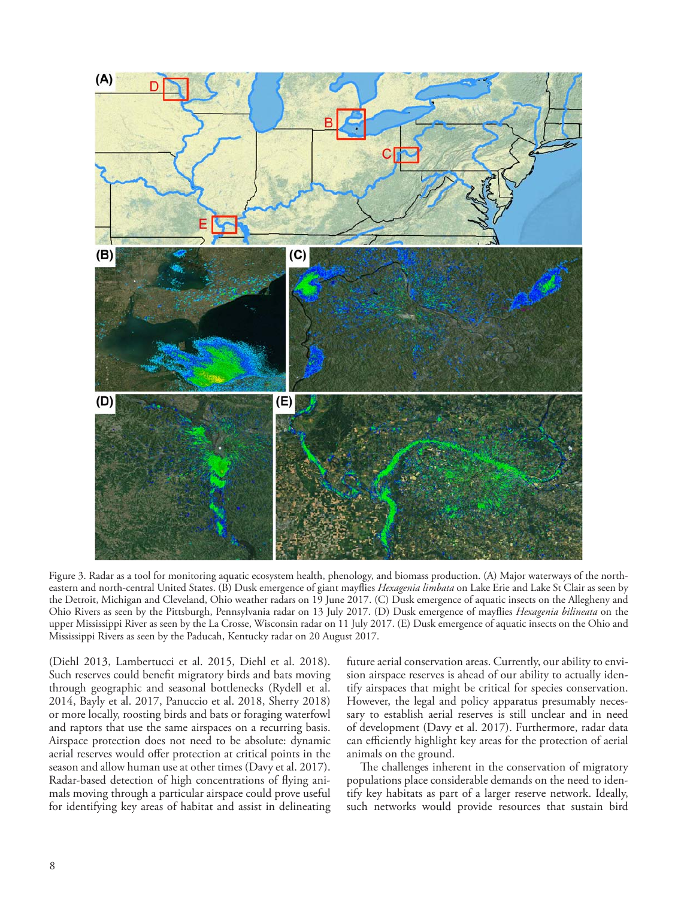Figure 3. Radar as a tool for monitoring aquatic ecosystem health, phenology, and biomass production. (A) Major waterways of the northeastern and north-central United States. (B) Dusk emergence of giant mayflies *Hexagenia limbata* on Lake Erie and Lake St Clair as seen by the Detroit, Michigan and Cleveland, Ohio weather radars on 19 June 2017. (C) Dusk emergence of aquatic insects on the Allegheny and Ohio Rivers as seen by the Pittsburgh, Pennsylvania radar on 13 July 2017. (D) Dusk emergence of mayflies *Hexagenia bilineata* on the upper Mississippi River as seen by the La Crosse, Wisconsin radar on 11 July 2017. (E) Dusk emergence of aquatic insects on the Ohio and Mississippi Rivers as seen by the Paducah, Kentucky radar on 20 August 2017.

(Diehl 2013, Lambertucci et al. 2015, Diehl et al. 2018). Such reserves could benefit migratory birds and bats moving through geographic and seasonal bottlenecks (Rydell et al. 2014, Bayly et al. 2017, Panuccio et al. 2018, Sherry 2018) or more locally, roosting birds and bats or foraging waterfowl and raptors that use the same airspaces on a recurring basis. Airspace protection does not need to be absolute: dynamic aerial reserves would offer protection at critical points in the season and allow human use at other times (Davy et al. 2017). Radar-based detection of high concentrations of flying animals moving through a particular airspace could prove useful for identifying key areas of habitat and assist in delineating future aerial conservation areas. Currently, our ability to envision airspace reserves is ahead of our ability to actually identify airspaces that might be critical for species conservation. However, the legal and policy apparatus presumably necessary to establish aerial reserves is still unclear and in need of development (Davy et al. 2017). Furthermore, radar data can efficiently highlight key areas for the protection of aerial animals on the ground.

The challenges inherent in the conservation of migratory populations place considerable demands on the need to identify key habitats as part of a larger reserve network. Ideally, such networks would provide resources that sustain bird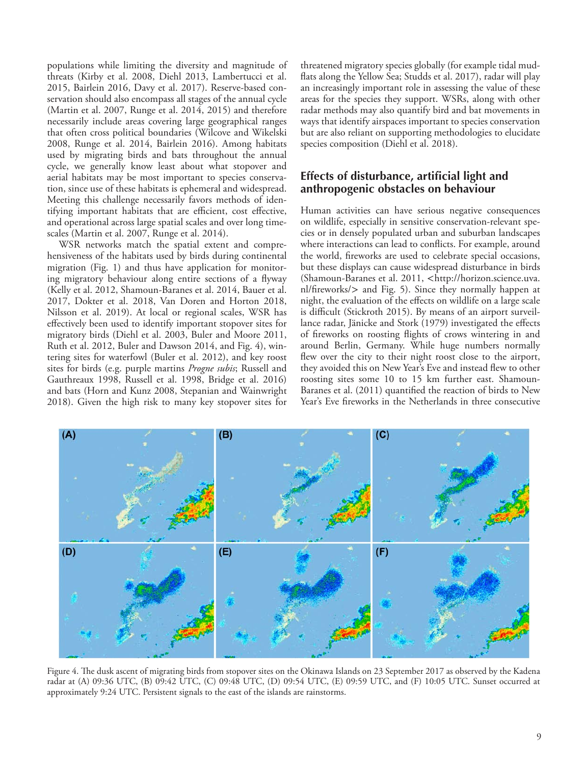populations while limiting the diversity and magnitude of threats (Kirby et al. 2008, Diehl 2013, Lambertucci et al. 2015, Bairlein 2016, Davy et al. 2017). Reserve-based conservation should also encompass all stages of the annual cycle (Martin et al. 2007, Runge et al. 2014, 2015) and therefore necessarily include areas covering large geographical ranges that often cross political boundaries (Wilcove and Wikelski 2008, Runge et al. 2014, Bairlein 2016). Among habitats used by migrating birds and bats throughout the annual cycle, we generally know least about what stopover and aerial habitats may be most important to species conservation, since use of these habitats is ephemeral and widespread. Meeting this challenge necessarily favors methods of identifying important habitats that are efficient, cost effective, and operational across large spatial scales and over long timescales (Martin et al. 2007, Runge et al. 2014).

WSR networks match the spatial extent and comprehensiveness of the habitats used by birds during continental migration (Fig. 1) and thus have application for monitoring migratory behaviour along entire sections of a flyway (Kelly et al. 2012, Shamoun-Baranes et al. 2014, Bauer et al. 2017, Dokter et al. 2018, Van Doren and Horton 2018, Nilsson et al. 2019). At local or regional scales, WSR has effectively been used to identify important stopover sites for migratory birds (Diehl et al. 2003, Buler and Moore 2011, Ruth et al. 2012, Buler and Dawson 2014, and Fig. 4), wintering sites for waterfowl (Buler et al. 2012), and key roost sites for birds (e.g. purple martins *Progne subis*; Russell and Gauthreaux 1998, Russell et al. 1998, Bridge et al. 2016) and bats (Horn and Kunz 2008, Stepanian and Wainwright 2018). Given the high risk to many key stopover sites for threatened migratory species globally (for example tidal mudflats along the Yellow Sea; Studds et al. 2017), radar will play an increasingly important role in assessing the value of these areas for the species they support. WSRs, along with other radar methods may also quantify bird and bat movements in ways that identify airspaces important to species conservation but are also reliant on supporting methodologies to elucidate species composition (Diehl et al. 2018).

## Effects of disturbance, artificial light and anthropogenic obstacles on behaviour

Human activities can have serious negative consequences on wildlife, especially in sensitive conservation-relevant species or in densely populated urban and suburban landscapes where interactions can lead to conflicts. For example, around the world, fireworks are used to celebrate special occasions, but these displays can cause widespread disturbance in birds (Shamoun-Baranes et al. 2011, <http://horizon.science.uva.nl/fireworks/> and Fig. 5). Since they normally happen at night, the evaluation of the effects on wildlife on a large scale is difficult (Stickroth 2015). By means of an airport surveillance radar, Jänicke and Stork (1979) investigated the effects of fireworks on roosting flights of crows wintering in and around Berlin, Germany. While huge numbers normally flew over the city to their night roost close to the airport, they avoided this on New Year's Eve and instead flew to other roosting sites some 10 to 15 km further east. Shamoun-Baranes et al. (2011) quantified the reaction of birds to New Year's Eve fireworks in the Netherlands in three consecutive

Figure 4. The dusk ascent of migrating birds from stopover sites on the Okinawa Islands on 23 September 2017 as observed by the Kadena radar at (A) 09:36 UTC, (B) 09:42 UTC, (C) 09:48 UTC, (D) 09:54 UTC, (E) 09:59 UTC, and (F) 10:05 UTC. Sunset occurred at approximately 9:24 UTC. Persistent signals to the east of the islands are rainstorms.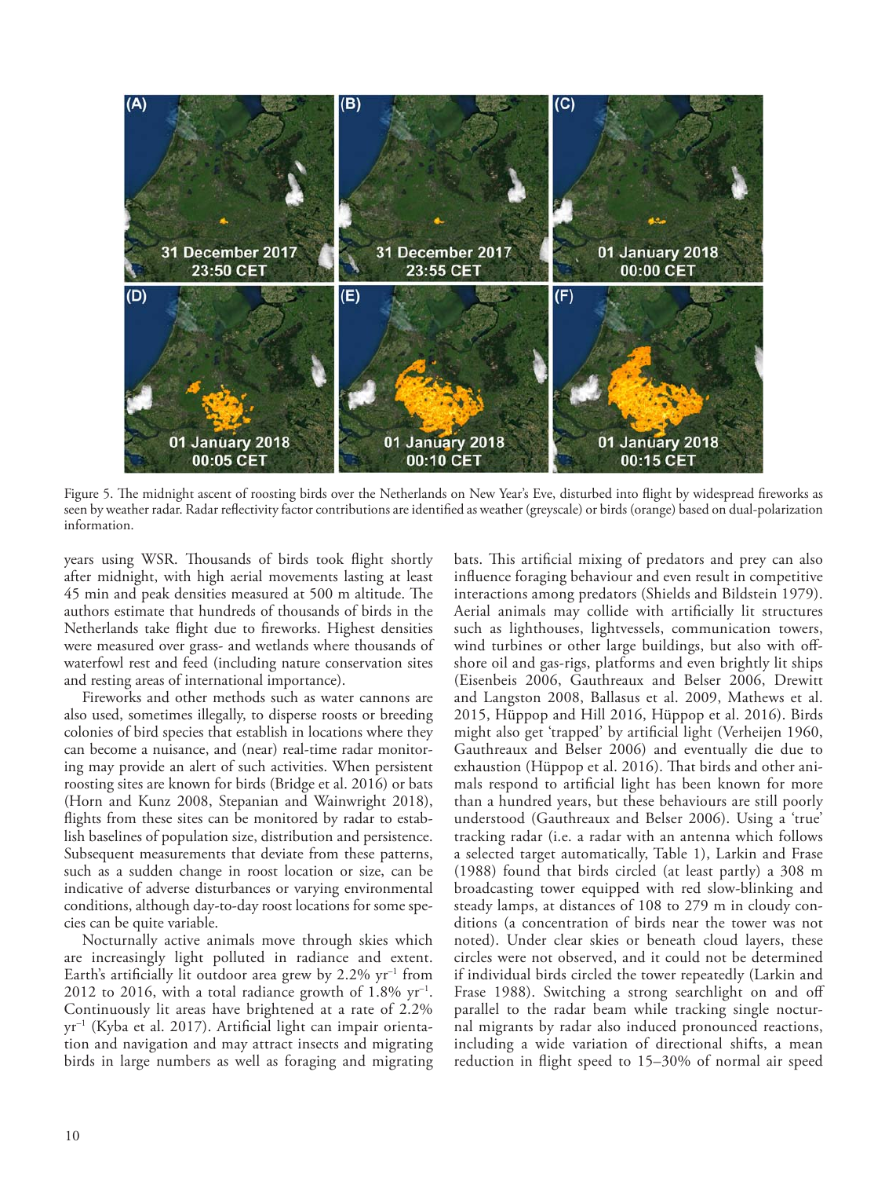Figure 5. The midnight ascent of roosting birds over the Netherlands on New Year's Eve, disturbed into flight by widespread fireworks as seen by weather radar. Radar reflectivity factor contributions are identified as weather (greyscale) or birds (orange) based on dual-polarization information.

years using WSR. Thousands of birds took flight shortly after midnight, with high aerial movements lasting at least 45 min and peak densities measured at 500 m altitude. The authors estimate that hundreds of thousands of birds in the Netherlands take flight due to fireworks. Highest densities were measured over grass- and wetlands where thousands of waterfowl rest and feed (including nature conservation sites and resting areas of international importance).

Fireworks and other methods such as water cannons are also used, sometimes illegally, to disperse roosts or breeding colonies of bird species that establish in locations where they can become a nuisance, and (near) real-time radar monitoring may provide an alert of such activities. When persistent roosting sites are known for birds (Bridge et al. 2016) or bats (Horn and Kunz 2008, Stepanian and Wainwright 2018), flights from these sites can be monitored by radar to establish baselines of population size, distribution and persistence. Subsequent measurements that deviate from these patterns, such as a sudden change in roost location or size, can be indicative of adverse disturbances or varying environmental conditions, although day-to-day roost locations for some species can be quite variable.

Nocturnally active animals move through skies which are increasingly light polluted in radiance and extent. Earth's artificially lit outdoor area grew by 2.2% $yr^{-1}$ from 2012 to 2016, with a total radiance growth of 1.8% $yr^{-1}$. Continuously lit areas have brightened at a rate of 2.2% $yr^{-1}$ (Kyba et al. 2017). Artificial light can impair orientation and navigation and may attract insects and migrating birds in large numbers as well as foraging and migrating bats. This artificial mixing of predators and prey can also influence foraging behaviour and even result in competitive interactions among predators (Shields and Bildstein 1979). Aerial animals may collide with artificially lit structures such as lighthouses, lightvessels, communication towers, wind turbines or other large buildings, but also with offshore oil and gas-rigs, platforms and even brightly lit ships (Eisenbeis 2006, Gauthreaux and Belser 2006, Drewitt and Langston 2008, Ballasus et al. 2009, Mathews et al. 2015, Hüppop and Hill 2016, Hüppop et al. 2016). Birds might also get 'trapped' by artificial light (Verheijen 1960, Gauthreaux and Belser 2006) and eventually die due to exhaustion (Hüppop et al. 2016). That birds and other animals respond to artificial light has been known for more than a hundred years, but these behaviours are still poorly understood (Gauthreaux and Belser 2006). Using a 'true' tracking radar (i.e. a radar with an antenna which follows a selected target automatically, Table 1), Larkin and Frase (1988) found that birds circled (at least partly) a 308 m broadcasting tower equipped with red slow-blinking and steady lamps, at distances of 108 to 279 m in cloudy conditions (a concentration of birds near the tower was not noted). Under clear skies or beneath cloud layers, these circles were not observed, and it could not be determined if individual birds circled the tower repeatedly (Larkin and Frase 1988). Switching a strong searchlight on and off parallel to the radar beam while tracking single nocturnal migrants by radar also induced pronounced reactions, including a wide variation of directional shifts, a mean reduction in flight speed to 15–30% of normal air speed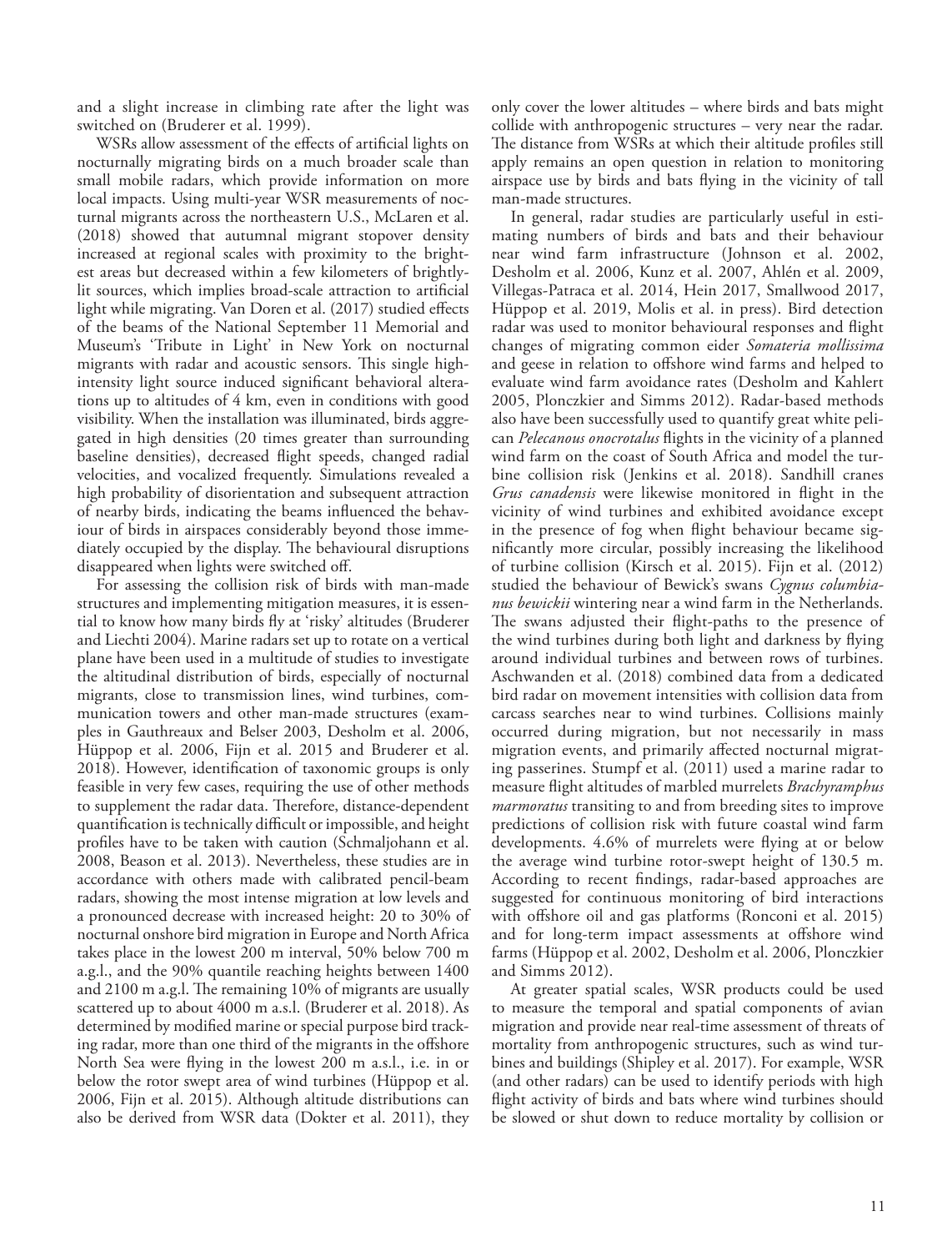and a slight increase in climbing rate after the light was switched on (Bruderer et al. 1999).

WSRs allow assessment of the effects of artificial lights on nocturnally migrating birds on a much broader scale than small mobile radars, which provide information on more local impacts. Using multi-year WSR measurements of nocturnal migrants across the northeastern U.S., McLaren et al. (2018) showed that autumnal migrant stopover density increased at regional scales with proximity to the brightest areas but decreased within a few kilometers of brightly-lit sources, which implies broad-scale attraction to artificial light while migrating. Van Doren et al. (2017) studied effects of the beams of the National September 11 Memorial and Museum's 'Tribute in Light' in New York on nocturnal migrants with radar and acoustic sensors. This single high-intensity light source induced significant behavioral alterations up to altitudes of 4 km, even in conditions with good visibility. When the installation was illuminated, birds aggregated in high densities (20 times greater than surrounding baseline densities), decreased flight speeds, changed radial velocities, and vocalized frequently. Simulations revealed a high probability of disorientation and subsequent attraction of nearby birds, indicating the beams influenced the behaviour of birds in airspaces considerably beyond those immediately occupied by the display. The behavioural disruptions disappeared when lights were switched off.

For assessing the collision risk of birds with man-made structures and implementing mitigation measures, it is essential to know how many birds fly at 'risky' altitudes (Bruderer and Liechti 2004). Marine radars set up to rotate on a vertical plane have been used in a multitude of studies to investigate the altitudinal distribution of birds, especially of nocturnal migrants, close to transmission lines, wind turbines, communication towers and other man-made structures (examples in Gauthreaux and Belser 2003, Desholm et al. 2006, Hüppop et al. 2006, Fijn et al. 2015 and Bruderer et al. 2018). However, identification of taxonomic groups is only feasible in very few cases, requiring the use of other methods to supplement the radar data. Therefore, distance-dependent quantification is technically difficult or impossible, and height profiles have to be taken with caution (Schmaljohann et al. 2008, Beason et al. 2013). Nevertheless, these studies are in accordance with others made with calibrated pencil-beam radars, showing the most intense migration at low levels and a pronounced decrease with increased height: 20 to 30% of nocturnal onshore bird migration in Europe and North Africa takes place in the lowest 200 m interval, 50% below 700 m a.g.l., and the 90% quantile reaching heights between 1400 and 2100 m a.g.l. The remaining 10% of migrants are usually scattered up to about 4000 m a.s.l. (Bruderer et al. 2018). As determined by modified marine or special purpose bird tracking radar, more than one third of the migrants in the offshore North Sea were flying in the lowest 200 m a.s.l., i.e. in or below the rotor swept area of wind turbines (Hüppop et al. 2006, Fijn et al. 2015). Although altitude distributions can also be derived from WSR data (Dokter et al. 2011), they only cover the lower altitudes – where birds and bats might collide with anthropogenic structures – very near the radar. The distance from WSRs at which their altitude profiles still apply remains an open question in relation to monitoring airspace use by birds and bats flying in the vicinity of tall man-made structures.

In general, radar studies are particularly useful in estimating numbers of birds and bats and their behaviour near wind farm infrastructure (Johnson et al. 2002, Desholm et al. 2006, Kunz et al. 2007, Ahlén et al. 2009, Villegas-Patraca et al. 2014, Hein 2017, Smallwood 2017, Hüppop et al. 2019, Molis et al. in press). Bird detection radar was used to monitor behavioural responses and flight changes of migrating common eider *Somateria mollissima* and geese in relation to offshore wind farms and helped to evaluate wind farm avoidance rates (Desholm and Kahlert 2005, Plonczkier and Simms 2012). Radar-based methods also have been successfully used to quantify great white pelican *Pelecanous onocrotalus* flights in the vicinity of a planned wind farm on the coast of South Africa and model the turbine collision risk (Jenkins et al. 2018). Sandhill cranes *Grus canadensis* were likewise monitored in flight in the vicinity of wind turbines and exhibited avoidance except in the presence of fog when flight behaviour became significantly more circular, possibly increasing the likelihood of turbine collision (Kirsch et al. 2015). Fijn et al. (2012) studied the behaviour of Bewick's swans *Cygnus columbianus bewickii* wintering near a wind farm in the Netherlands. The swans adjusted their flight-paths to the presence of the wind turbines during both light and darkness by flying around individual turbines and between rows of turbines. Aschwanden et al. (2018) combined data from a dedicated bird radar on movement intensities with collision data from carcass searches near to wind turbines. Collisions mainly occurred during migration, but not necessarily in mass migration events, and primarily affected nocturnal migrating passerines. Stumpf et al. (2011) used a marine radar to measure flight altitudes of marbled murrelets *Brachyramphus marmoratus* transiting to and from breeding sites to improve predictions of collision risk with future coastal wind farm developments. 4.6% of murrelets were flying at or below the average wind turbine rotor-swept height of 130.5 m. According to recent findings, radar-based approaches are suggested for continuous monitoring of bird interactions with offshore oil and gas platforms (Ronconi et al. 2015) and for long-term impact assessments at offshore wind farms (Hüppop et al. 2002, Desholm et al. 2006, Plonczkier and Simms 2012).

At greater spatial scales, WSR products could be used to measure the temporal and spatial components of avian migration and provide near real-time assessment of threats of mortality from anthropogenic structures, such as wind turbines and buildings (Shipley et al. 2017). For example, WSR (and other radars) can be used to identify periods with high flight activity of birds and bats where wind turbines should be slowed or shut down to reduce mortality by collision or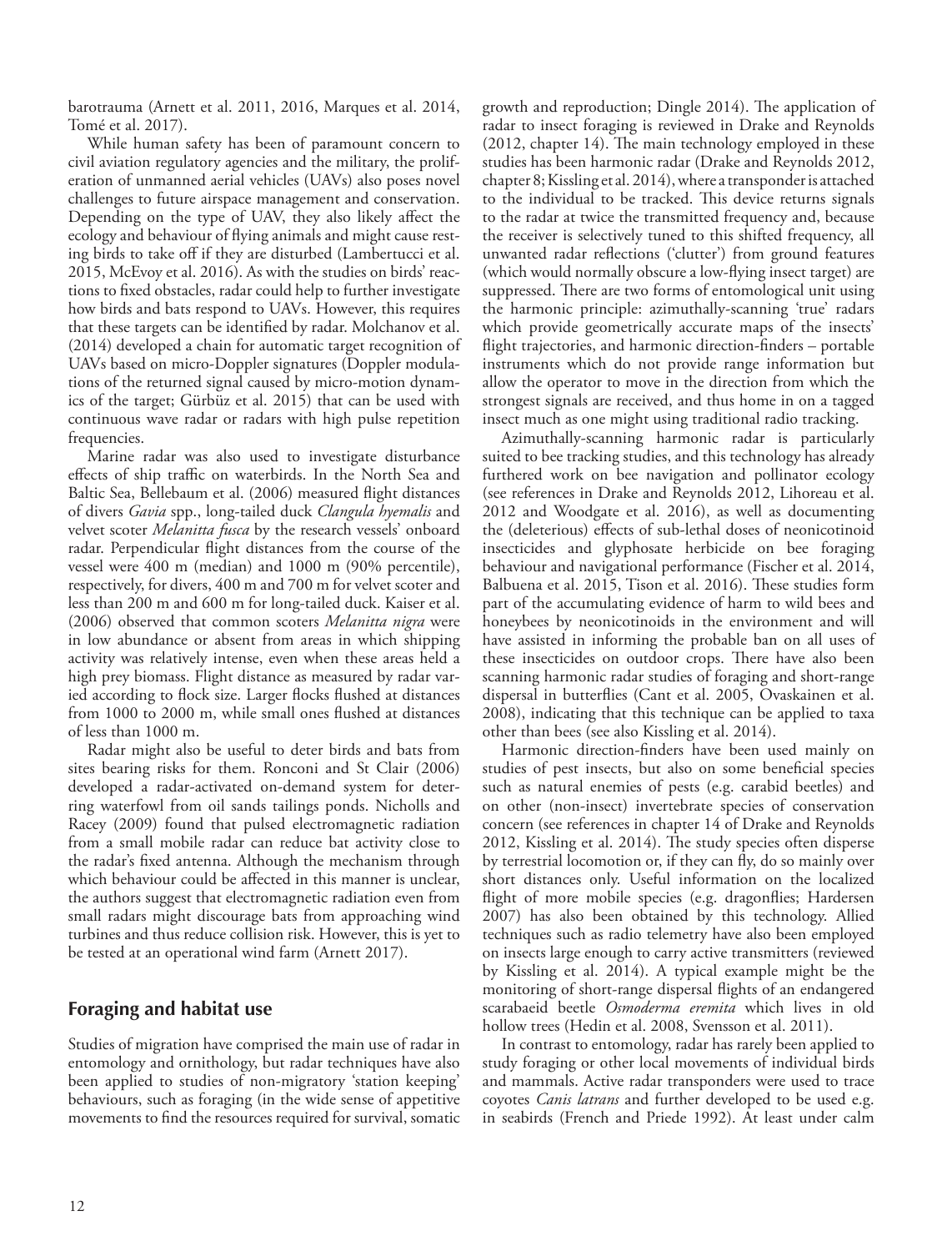barotrauma (Arnett et al. 2011, 2016, Marques et al. 2014, Tomé et al. 2017).

While human safety has been of paramount concern to civil aviation regulatory agencies and the military, the proliferation of unmanned aerial vehicles (UAVs) also poses novel challenges to future airspace management and conservation. Depending on the type of UAV, they also likely affect the ecology and behaviour of flying animals and might cause resting birds to take off if they are disturbed (Lambertucci et al. 2015, McEvoy et al. 2016). As with the studies on birds' reactions to fixed obstacles, radar could help to further investigate how birds and bats respond to UAVs. However, this requires that these targets can be identified by radar. Molchanov et al. (2014) developed a chain for automatic target recognition of UAVs based on micro-Doppler signatures (Doppler modulations of the returned signal caused by micro-motion dynamics of the target; Gürbüz et al. 2015) that can be used with continuous wave radar or radars with high pulse repetition frequencies.

Marine radar was also used to investigate disturbance effects of ship traffic on waterbirds. In the North Sea and Baltic Sea, Bellebaum et al. (2006) measured flight distances of divers *Gavia* spp., long-tailed duck *Clangula hyemalis* and velvet scoter *Melanitta fusca* by the research vessels' onboard radar. Perpendicular flight distances from the course of the vessel were 400 m (median) and 1000 m (90% percentile), respectively, for divers, 400 m and 700 m for velvet scoter and less than 200 m and 600 m for long-tailed duck. Kaiser et al. (2006) observed that common scoters *Melanitta nigra* were in low abundance or absent from areas in which shipping activity was relatively intense, even when these areas held a high prey biomass. Flight distance as measured by radar varied according to flock size. Larger flocks flushed at distances from 1000 to 2000 m, while small ones flushed at distances of less than 1000 m.

Radar might also be useful to deter birds and bats from sites bearing risks for them. Ronconi and St Clair (2006) developed a radar-activated on-demand system for deterring waterfowl from oil sands tailings ponds. Nicholls and Racey (2009) found that pulsed electromagnetic radiation from a small mobile radar can reduce bat activity close to the radar's fixed antenna. Although the mechanism through which behaviour could be affected in this manner is unclear, the authors suggest that electromagnetic radiation even from small radars might discourage bats from approaching wind turbines and thus reduce collision risk. However, this is yet to be tested at an operational wind farm (Arnett 2017).

## Foraging and habitat use

Studies of migration have comprised the main use of radar in entomology and ornithology, but radar techniques have also been applied to studies of non-migratory 'station keeping' behaviours, such as foraging (in the wide sense of appetitive movements to find the resources required for survival, somatic growth and reproduction; Dingle 2014). The application of radar to insect foraging is reviewed in Drake and Reynolds (2012, chapter 14). The main technology employed in these studies has been harmonic radar (Drake and Reynolds 2012, chapter 8; Kissling et al. 2014), where a transponder is attached to the individual to be tracked. This device returns signals to the radar at twice the transmitted frequency and, because the receiver is selectively tuned to this shifted frequency, all unwanted radar reflections ('clutter') from ground features (which would normally obscure a low-flying insect target) are suppressed. There are two forms of entomological unit using the harmonic principle: azimuthally-scanning 'true' radars which provide geometrically accurate maps of the insects' flight trajectories, and harmonic direction-finders – portable instruments which do not provide range information but allow the operator to move in the direction from which the strongest signals are received, and thus home in on a tagged insect much as one might using traditional radio tracking.

Azimuthally-scanning harmonic radar is particularly suited to bee tracking studies, and this technology has already furthered work on bee navigation and pollinator ecology (see references in Drake and Reynolds 2012, Lihoreau et al. 2012 and Woodgate et al. 2016), as well as documenting the (deleterious) effects of sub-lethal doses of neonicotinoid insecticides and glyphosate herbicide on bee foraging behaviour and navigational performance (Fischer et al. 2014, Balbuena et al. 2015, Tison et al. 2016). These studies form part of the accumulating evidence of harm to wild bees and honeybees by neonicotinoids in the environment and will have assisted in informing the probable ban on all uses of these insecticides on outdoor crops. There have also been scanning harmonic radar studies of foraging and short-range dispersal in butterflies (Cant et al. 2005, Ovaskainen et al. 2008), indicating that this technique can be applied to taxa other than bees (see also Kissling et al. 2014).

Harmonic direction-finders have been used mainly on studies of pest insects, but also on some beneficial species such as natural enemies of pests (e.g. carabid beetles) and on other (non-insect) invertebrate species of conservation concern (see references in chapter 14 of Drake and Reynolds 2012, Kissling et al. 2014). The study species often disperse by terrestrial locomotion or, if they can fly, do so mainly over short distances only. Useful information on the localized flight of more mobile species (e.g. dragonflies; Hardersen 2007) has also been obtained by this technology. Allied techniques such as radio telemetry have also been employed on insects large enough to carry active transmitters (reviewed by Kissling et al. 2014). A typical example might be the monitoring of short-range dispersal flights of an endangered scarabaeid beetle *Osmoderma eremita* which lives in old hollow trees (Hedin et al. 2008, Svensson et al. 2011).

In contrast to entomology, radar has rarely been applied to study foraging or other local movements of individual birds and mammals. Active radar transponders were used to trace coyotes *Canis latrans* and further developed to be used e.g. in seabirds (French and Priede 1992). At least under calm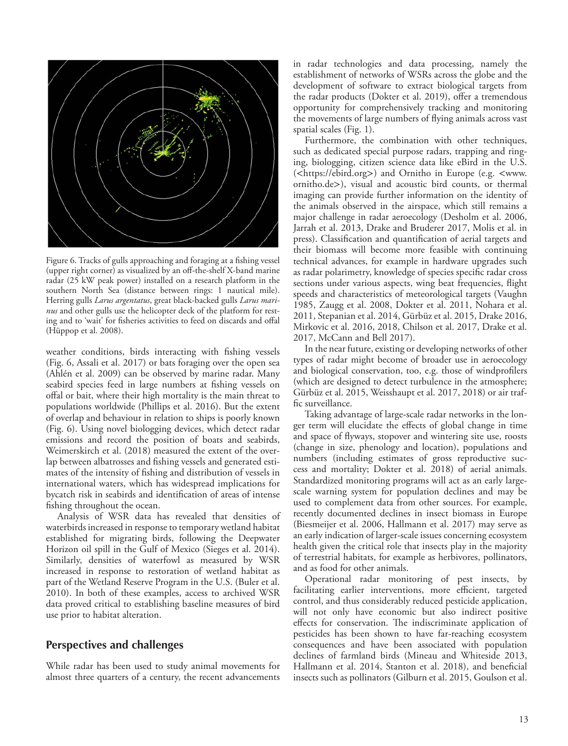Figure 6. Tracks of gulls approaching and foraging at a fishing vessel (upper right corner) as visualized by an off-the-shelf X-band marine radar (25 kW peak power) installed on a research platform in the southern North Sea (distance between rings: 1 nautical mile). Herring gulls *Larus argentatus*, great black-backed gulls *Larus marinus* and other gulls use the helicopter deck of the platform for resting and to 'wait' for fisheries activities to feed on discards and offal (Hüppop et al. 2008).

weather conditions, birds interacting with fishing vessels (Fig. 6, Assali et al. 2017) or bats foraging over the open sea (Ahlén et al. 2009) can be observed by marine radar. Many seabird species feed in large numbers at fishing vessels on offal or bait, where their high mortality is the main threat to populations worldwide (Phillips et al. 2016). But the extent of overlap and behaviour in relation to ships is poorly known (Fig. 6). Using novel biologging devices, which detect radar emissions and record the position of boats and seabirds, Weimerskirch et al. (2018) measured the extent of the overlap between albatrosses and fishing vessels and generated estimates of the intensity of fishing and distribution of vessels in international waters, which has widespread implications for bycatch risk in seabirds and identification of areas of intense fishing throughout the ocean.

Analysis of WSR data has revealed that densities of waterbirds increased in response to temporary wetland habitat established for migrating birds, following the Deepwater Horizon oil spill in the Gulf of Mexico (Sieges et al. 2014). Similarly, densities of waterfowl as measured by WSR increased in response to restoration of wetland habitat as part of the Wetland Reserve Program in the U.S. (Buler et al. 2010). In both of these examples, access to archived WSR data proved critical to establishing baseline measures of bird use prior to habitat alteration.

## Perspectives and challenges

While radar has been used to study animal movements for almost three quarters of a century, the recent advancements in radar technologies and data processing, namely the establishment of networks of WSRs across the globe and the development of software to extract biological targets from the radar products (Dokter et al. 2019), offer a tremendous opportunity for comprehensively tracking and monitoring the movements of large numbers of flying animals across vast spatial scales (Fig. 1).

Furthermore, the combination with other techniques, such as dedicated special purpose radars, trapping and ringing, biologging, citizen science data like eBird in the U.S. (<https://ebird.org>) and Ornitho in Europe (e.g. <www.ornitho.de>), visual and acoustic bird counts, or thermal imaging can provide further information on the identity of the animals observed in the airspace, which still remains a major challenge in radar aeroecology (Desholm et al. 2006, Jarrah et al. 2013, Drake and Bruderer 2017, Molis et al. in press). Classification and quantification of aerial targets and their biomass will become more feasible with continuing technical advances, for example in hardware upgrades such as radar polarimetry, knowledge of species specific radar cross sections under various aspects, wing beat frequencies, flight speeds and characteristics of meteorological targets (Vaughn 1985, Zaugg et al. 2008, Dokter et al. 2011, Nohara et al. 2011, Stepanian et al. 2014, Gürbüz et al. 2015, Drake 2016, Mirkovic et al. 2016, 2018, Chilson et al. 2017, Drake et al. 2017, McCann and Bell 2017).

In the near future, existing or developing networks of other types of radar might become of broader use in aeroecology and biological conservation, too, e.g. those of windprofilers (which are designed to detect turbulence in the atmosphere; Gürbüz et al. 2015, Weisshaupt et al. 2017, 2018) or air traffic surveillance.

Taking advantage of large-scale radar networks in the longer term will elucidate the effects of global change in time and space of flyways, stopover and wintering site use, roosts (change in size, phenology and location), populations and numbers (including estimates of gross reproductive success and mortality; Dokter et al. 2018) of aerial animals. Standardized monitoring programs will act as an early large-scale warning system for population declines and may be used to complement data from other sources. For example, recently documented declines in insect biomass in Europe (Biesmeijer et al. 2006, Hallmann et al. 2017) may serve as an early indication of larger-scale issues concerning ecosystem health given the critical role that insects play in the majority of terrestrial habitats, for example as herbivores, pollinators, and as food for other animals.

Operational radar monitoring of pest insects, by facilitating earlier interventions, more efficient, targeted control, and thus considerably reduced pesticide application, will not only have economic but also indirect positive effects for conservation. The indiscriminate application of pesticides has been shown to have far-reaching ecosystem consequences and have been associated with population declines of farmland birds (Mineau and Whiteside 2013, Hallmann et al. 2014, Stanton et al. 2018), and beneficial insects such as pollinators (Gilburn et al. 2015, Goulson et al.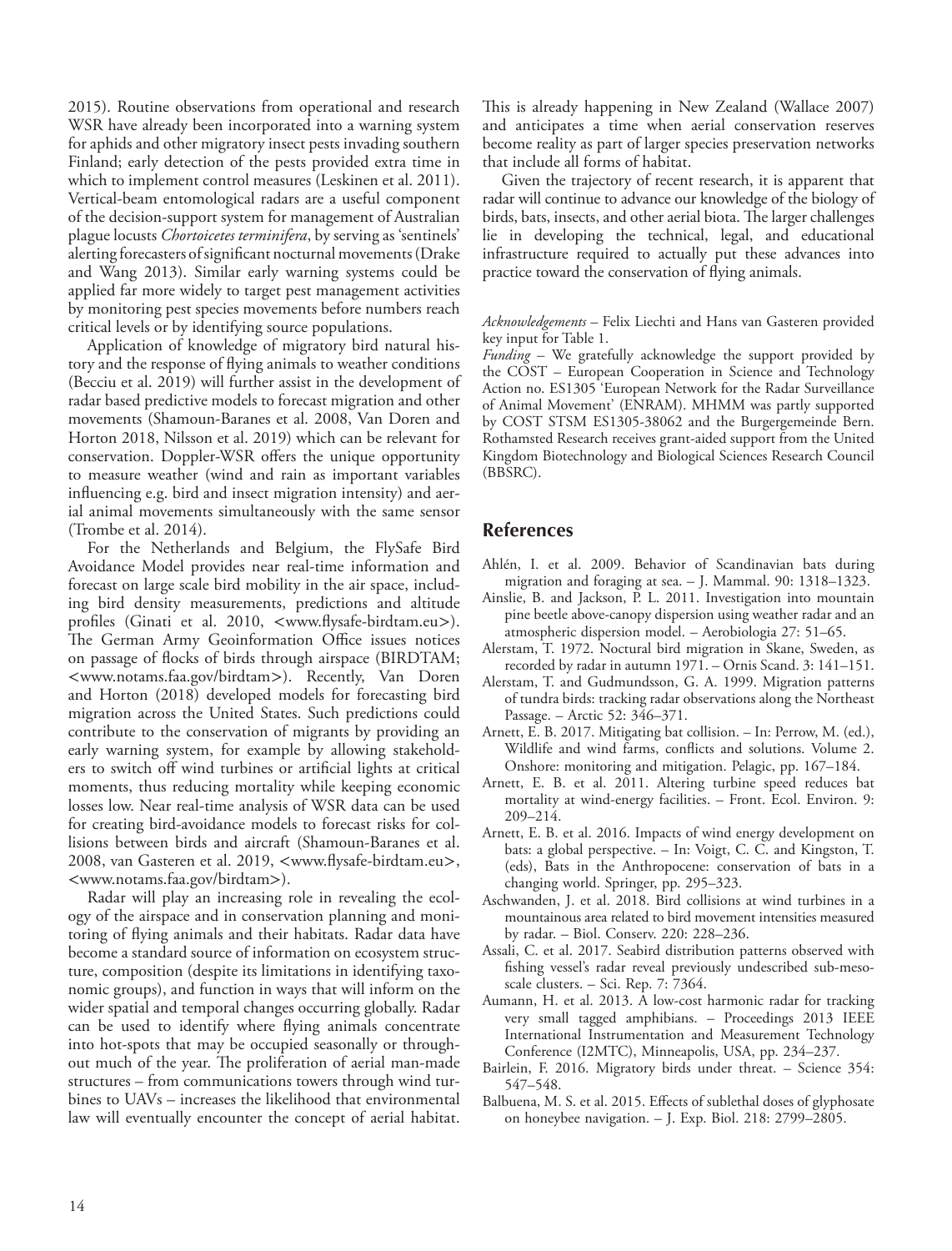2015). Routine observations from operational and research WSR have already been incorporated into a warning system for aphids and other migratory insect pests invading southern Finland; early detection of the pests provided extra time in which to implement control measures (Leskinen et al. 2011). Vertical-beam entomological radars are a useful component of the decision-support system for management of Australian plague locusts *Chortoicetes terminifera*, by serving as 'sentinels' alerting forecasters of significant nocturnal movements (Drake and Wang 2013). Similar early warning systems could be applied far more widely to target pest management activities by monitoring pest species movements before numbers reach critical levels or by identifying source populations.

Application of knowledge of migratory bird natural history and the response of flying animals to weather conditions (Becciu et al. 2019) will further assist in the development of radar based predictive models to forecast migration and other movements (Shamoun-Baranes et al. 2008, Van Doren and Horton 2018, Nilsson et al. 2019) which can be relevant for conservation. Doppler-WSR offers the unique opportunity to measure weather (wind and rain as important variables influencing e.g. bird and insect migration intensity) and aerial animal movements simultaneously with the same sensor (Trombe et al. 2014).

For the Netherlands and Belgium, the FlySafe Bird Avoidance Model provides near real-time information and forecast on large scale bird mobility in the air space, including bird density measurements, predictions and altitude profiles (Ginati et al. 2010, <www.flysafe-birdtam.eu>). The German Army Geoinformation Office issues notices on passage of flocks of birds through airspace (BIRDTAM; <www.notams.faa.gov/birdtam>). Recently, Van Doren and Horton (2018) developed models for forecasting bird migration across the United States. Such predictions could contribute to the conservation of migrants by providing an early warning system, for example by allowing stakeholders to switch off wind turbines or artificial lights at critical moments, thus reducing mortality while keeping economic losses low. Near real-time analysis of WSR data can be used for creating bird-avoidance models to forecast risks for collisions between birds and aircraft (Shamoun-Baranes et al. 2008, van Gasteren et al. 2019, <www.flysafe-birdtam.eu>, <www.notams.faa.gov/birdtam>).

Radar will play an increasing role in revealing the ecology of the airspace and in conservation planning and monitoring of flying animals and their habitats. Radar data have become a standard source of information on ecosystem structure, composition (despite its limitations in identifying taxonomic groups), and function in ways that will inform on the wider spatial and temporal changes occurring globally. Radar can be used to identify where flying animals concentrate into hot-spots that may be occupied seasonally or throughout much of the year. The proliferation of aerial man-made structures – from communications towers through wind turbines to UAVs – increases the likelihood that environmental law will eventually encounter the concept of aerial habitat. This is already happening in New Zealand (Wallace 2007) and anticipates a time when aerial conservation reserves become reality as part of larger species preservation networks that include all forms of habitat.

Given the trajectory of recent research, it is apparent that radar will continue to advance our knowledge of the biology of birds, bats, insects, and other aerial biota. The larger challenges lie in developing the technical, legal, and educational infrastructure required to actually put these advances into practice toward the conservation of flying animals.

*Acknowledgements* – Felix Liechti and Hans van Gasteren provided key input for Table 1.

*Funding* – We gratefully acknowledge the support provided by the COST – European Cooperation in Science and Technology Action no. ES1305 'European Network for the Radar Surveillance of Animal Movement' (ENRAM). MHMM was partly supported by COST STSM ES1305-38062 and the Burgergemeinde Bern. Rothamsted Research receives grant-aided support from the United Kingdom Biotechnology and Biological Sciences Research Council (BBSRC).

## References

Ahlén, I. et al. 2009. Behavior of Scandinavian bats during migration and foraging at sea. – J. Mammal. 90: 1318–1323.

Ainslie, B. and Jackson, P. L. 2011. Investigation into mountain pine beetle above-canopy dispersion using weather radar and an atmospheric dispersion model. – Aerobiologia 27: 51–65.

Alerstam, T. 1972. Noctural bird migration in Skane, Sweden, as recorded by radar in autumn 1971. – Ornis Scand. 3: 141–151.

Alerstam, T. and Gudmundsson, G. A. 1999. Migration patterns of tundra birds: tracking radar observations along the Northeast Passage. – Arctic 52: 346–371.

Arnett, E. B. 2017. Mitigating bat collision. – In: Perrow, M. (ed.), Wildlife and wind farms, conflicts and solutions. Volume 2. Onshore: monitoring and mitigation. Pelagic, pp. 167–184.

Arnett, E. B. et al. 2011. Altering turbine speed reduces bat mortality at wind-energy facilities. – Front. Ecol. Environ. 9: 209–214.

Arnett, E. B. et al. 2016. Impacts of wind energy development on bats: a global perspective. – In: Voigt, C. C. and Kingston, T. (eds), Bats in the Anthropocene: conservation of bats in a changing world. Springer, pp. 295–323.

Aschwanden, J. et al. 2018. Bird collisions at wind turbines in a mountainous area related to bird movement intensities measured by radar. – Biol. Conserv. 220: 228–236.

Assali, C. et al. 2017. Seabird distribution patterns observed with fishing vessel's radar reveal previously undescribed sub-meso-scale clusters. – Sci. Rep. 7: 7364.

Aumann, H. et al. 2013. A low-cost harmonic radar for tracking very small tagged amphibians. – Proceedings 2013 IEEE International Instrumentation and Measurement Technology Conference (I2MTC), Minneapolis, USA, pp. 234–237.

Bairlein, F. 2016. Migratory birds under threat. – Science 354: 547–548.

Balbuena, M. S. et al. 2015. Effects of sublethal doses of glyphosate on honeybee navigation. – J. Exp. Biol. 218: 2799–2805.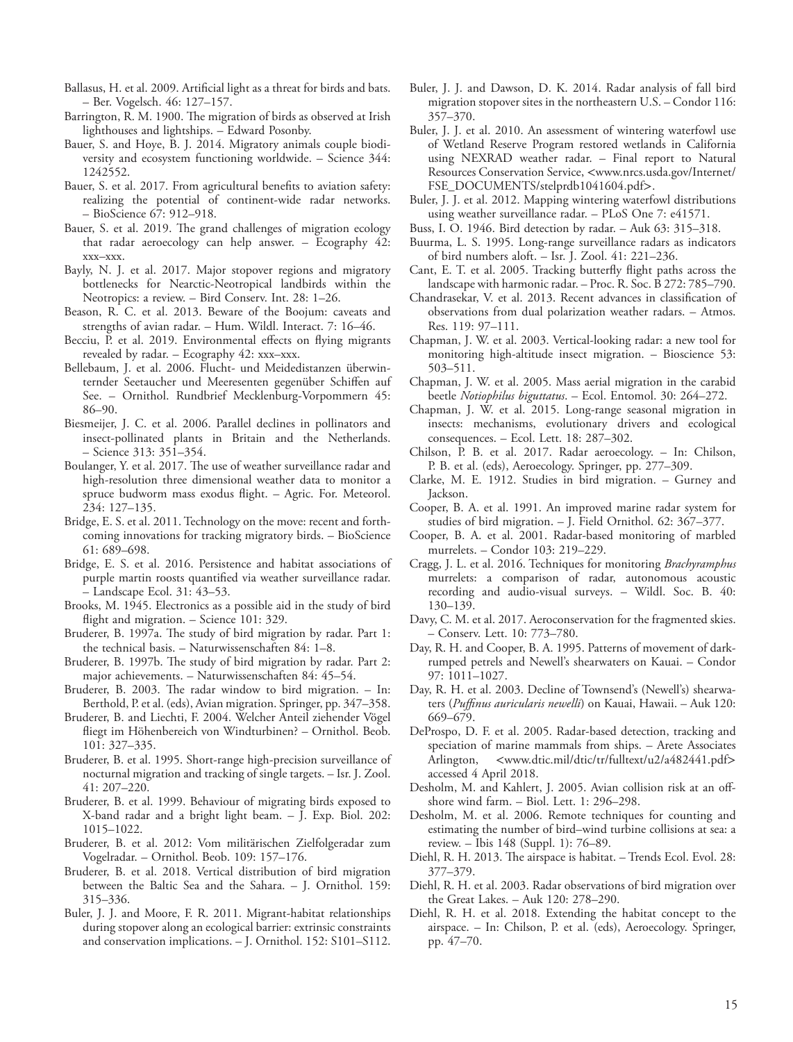Ballasus, H. et al. 2009. Artificial light as a threat for birds and bats. – Ber. Vogelsch. 46: 127–157.

Barrington, R. M. 1900. The migration of birds as observed at Irish lighthouses and lightships. – Edward Posonby.

Bauer, S. and Hoye, B. J. 2014. Migratory animals couple biodiversity and ecosystem functioning worldwide. – Science 344: 1242552.

Bauer, S. et al. 2017. From agricultural benefits to aviation safety: realizing the potential of continent-wide radar networks. – BioScience 67: 912–918.

Bauer, S. et al. 2019. The grand challenges of migration ecology that radar aeroecology can help answer. – Ecography 42: xxx–xxx.

Bayly, N. J. et al. 2017. Major stopover regions and migratory bottlenecks for Nearctic-Neotropical landbirds within the Neotropics: a review. – Bird Conserv. Int. 28: 1–26.

Beason, R. C. et al. 2013. Beware of the Boojum: caveats and strengths of avian radar. – Hum. Wildl. Interact. 7: 16–46.

Becciu, P. et al. 2019. Environmental effects on flying migrants revealed by radar. – Ecography 42: xxx–xxx.

Bellebaum, J. et al. 2006. Flucht- und Meidedistanzen überwinternder Seetaucher und Meeresenten gegenüber Schiffen auf See. – Ornithol. Rundbrief Mecklenburg-Vorpommern 45: 86–90.

Biesmeijer, J. C. et al. 2006. Parallel declines in pollinators and insect-pollinated plants in Britain and the Netherlands. – Science 313: 351–354.

Boulanger, Y. et al. 2017. The use of weather surveillance radar and high-resolution three dimensional weather data to monitor a spruce budworm mass exodus flight. – Agric. For. Meteorol. 234: 127–135.

Bridge, E. S. et al. 2011. Technology on the move: recent and forthcoming innovations for tracking migratory birds. – BioScience 61: 689–698.

Bridge, E. S. et al. 2016. Persistence and habitat associations of purple martin roosts quantified via weather surveillance radar. – Landscape Ecol. 31: 43–53.

Brooks, M. 1945. Electronics as a possible aid in the study of bird flight and migration. – Science 101: 329.

Bruderer, B. 1997a. The study of bird migration by radar. Part 1: the technical basis. – Naturwissenschaften 84: 1–8.

Bruderer, B. 1997b. The study of bird migration by radar. Part 2: major achievements. – Naturwissenschaften 84: 45–54.

Bruderer, B. 2003. The radar window to bird migration. – In: Berthold, P. et al. (eds), Avian migration. Springer, pp. 347–358.

Bruderer, B. and Liechti, F. 2004. Welcher Anteil ziehender Vögel fliegt im Höhenbereich von Windturbinen? – Ornithol. Beob. 101: 327–335.

Bruderer, B. et al. 1995. Short-range high-precision surveillance of nocturnal migration and tracking of single targets. – Isr. J. Zool. 41: 207–220.

Bruderer, B. et al. 1999. Behaviour of migrating birds exposed to X-band radar and a bright light beam. – J. Exp. Biol. 202: 1015–1022.

Bruderer, B. et al. 2012: Vom militärischen Zielfolgeradar zum Vogelradar. – Ornithol. Beob. 109: 157–176.

Bruderer, B. et al. 2018. Vertical distribution of bird migration between the Baltic Sea and the Sahara. – J. Ornithol. 159: 315–336.

Buler, J. J. and Moore, F. R. 2011. Migrant-habitat relationships during stopover along an ecological barrier: extrinsic constraints and conservation implications. – J. Ornithol. 152: S101–S112.

Buler, J. J. and Dawson, D. K. 2014. Radar analysis of fall bird migration stopover sites in the northeastern U.S. – Condor 116: 357–370.

Buler, J. J. et al. 2010. An assessment of wintering waterfowl use of Wetland Reserve Program restored wetlands in California using NEXRAD weather radar. – Final report to Natural Resources Conservation Service, <www.nrcs.usda.gov/Internet/FSE_DOCUMENTS/stelprdb1041604.pdf>.

Buler, J. J. et al. 2012. Mapping wintering waterfowl distributions using weather surveillance radar. – PLoS One 7: e41571.

Buss, I. O. 1946. Bird detection by radar. – Auk 63: 315–318.

Buurma, L. S. 1995. Long-range surveillance radars as indicators of bird numbers aloft. – Isr. J. Zool. 41: 221–236.

Cant, E. T. et al. 2005. Tracking butterfly flight paths across the landscape with harmonic radar. – Proc. R. Soc. B 272: 785–790.

Chandrasekar, V. et al. 2013. Recent advances in classification of observations from dual polarization weather radars. – Atmos. Res. 119: 97–111.

Chapman, J. W. et al. 2003. Vertical-looking radar: a new tool for monitoring high-altitude insect migration. – Bioscience 53: 503–511.

Chapman, J. W. et al. 2005. Mass aerial migration in the carabid beetle *Notiophilus biguttatus*. – Ecol. Entomol. 30: 264–272.

Chapman, J. W. et al. 2015. Long-range seasonal migration in insects: mechanisms, evolutionary drivers and ecological consequences. – Ecol. Lett. 18: 287–302.

Chilson, P. B. et al. 2017. Radar aeroecology. – In: Chilson, P. B. et al. (eds), Aeroecology. Springer, pp. 277–309.

Clarke, M. E. 1912. Studies in bird migration. – Gurney and Jackson.

Cooper, B. A. et al. 1991. An improved marine radar system for studies of bird migration. – J. Field Ornithol. 62: 367–377.

Cooper, B. A. et al. 2001. Radar-based monitoring of marbled murrelets. – Condor 103: 219–229.

Cragg, J. L. et al. 2016. Techniques for monitoring *Brachyramphus* murrelets: a comparison of radar, autonomous acoustic recording and audio-visual surveys. – Wildl. Soc. B. 40: 130–139.

Davy, C. M. et al. 2017. Aeroconservation for the fragmented skies. – Conserv. Lett. 10: 773–780.

Day, R. H. and Cooper, B. A. 1995. Patterns of movement of dark-rumped petrels and Newell's shearwaters on Kauai. – Condor 97: 1011–1027.

Day, R. H. et al. 2003. Decline of Townsend's (Newell's) shearwaters (*Puffinus auricularis newelli*) on Kauai, Hawaii. – Auk 120: 669–679.

DeProspo, D. F. et al. 2005. Radar-based detection, tracking and speciation of marine mammals from ships. – Arete Associates Arlington, <www.dtic.mil/dtic/tr/fulltext/u2/a482441.pdf> accessed 4 April 2018.

Desholm, M. and Kahlert, J. 2005. Avian collision risk at an offshore wind farm. – Biol. Lett. 1: 296–298.

Desholm, M. et al. 2006. Remote techniques for counting and estimating the number of bird–wind turbine collisions at sea: a review. – Ibis 148 (Suppl. 1): 76–89.

Diehl, R. H. 2013. The airspace is habitat. – Trends Ecol. Evol. 28: 377–379.

Diehl, R. H. et al. 2003. Radar observations of bird migration over the Great Lakes. – Auk 120: 278–290.

Diehl, R. H. et al. 2018. Extending the habitat concept to the airspace. – In: Chilson, P. et al. (eds), Aeroecology. Springer, pp. 47–70.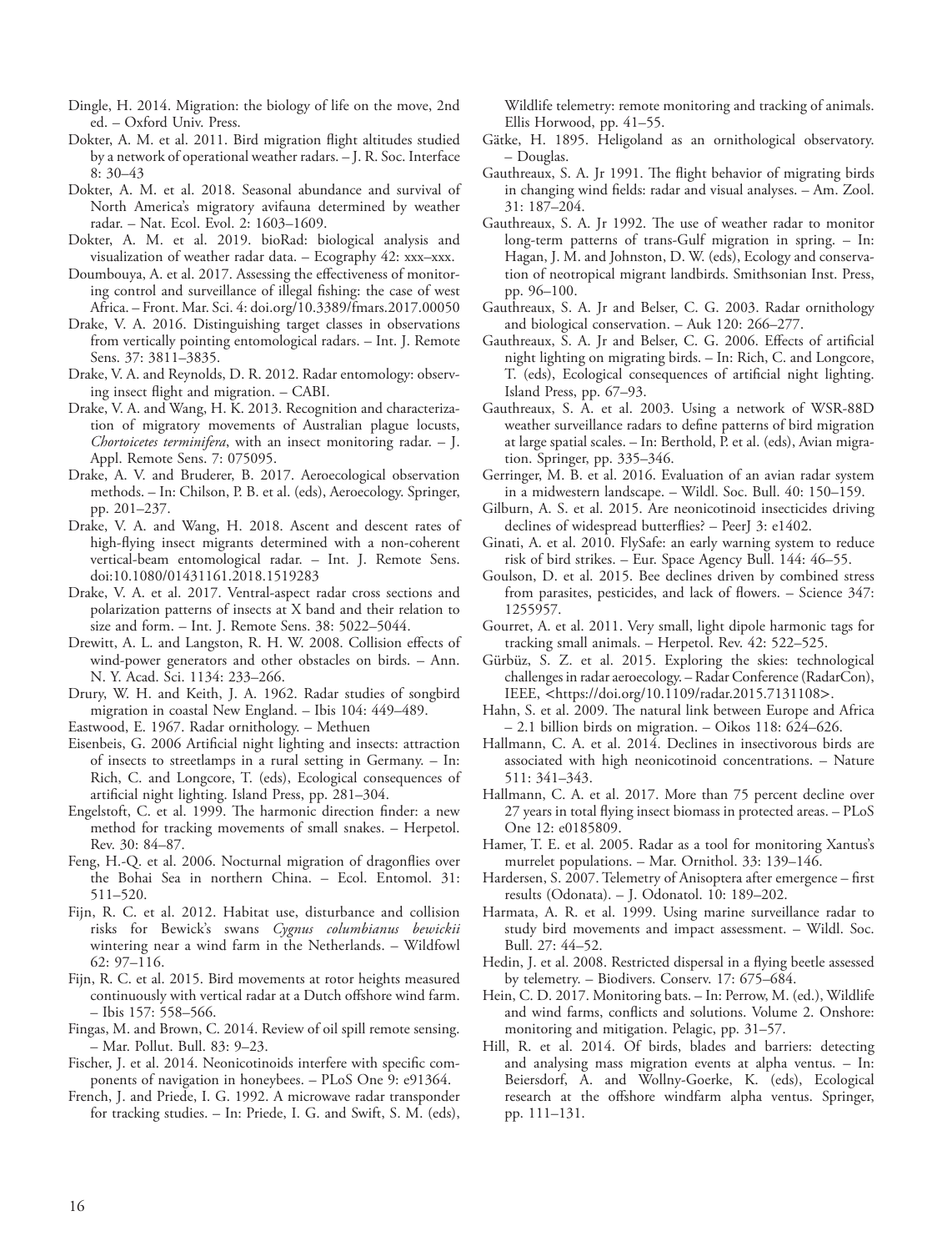Dingle, H. 2014. Migration: the biology of life on the move, 2nd ed. – Oxford Univ. Press.

Dokter, A. M. et al. 2011. Bird migration flight altitudes studied by a network of operational weather radars. – J. R. Soc. Interface 8: 30–43

Dokter, A. M. et al. 2018. Seasonal abundance and survival of North America's migratory avifauna determined by weather radar. – Nat. Ecol. Evol. 2: 1603–1609.

Dokter, A. M. et al. 2019. bioRad: biological analysis and visualization of weather radar data. – Ecography 42: xxx–xxx.

Doumbouya, A. et al. 2017. Assessing the effectiveness of monitoring control and surveillance of illegal fishing: the case of west Africa. – Front. Mar. Sci. 4: doi.org/10.3389/fmars.2017.00050

Drake, V. A. 2016. Distinguishing target classes in observations from vertically pointing entomological radars. – Int. J. Remote Sens. 37: 3811–3835.

Drake, V. A. and Reynolds, D. R. 2012. Radar entomology: observing insect flight and migration. – CABI.

Drake, V. A. and Wang, H. K. 2013. Recognition and characterization of migratory movements of Australian plague locusts, *Chortoicetes terminifera*, with an insect monitoring radar. – J. Appl. Remote Sens. 7: 075095.

Drake, A. V. and Bruderer, B. 2017. Aeroecological observation methods. – In: Chilson, P. B. et al. (eds), Aeroecology. Springer, pp. 201–237.

Drake, V. A. and Wang, H. 2018. Ascent and descent rates of high-flying insect migrants determined with a non-coherent vertical-beam entomological radar. – Int. J. Remote Sens. doi:10.1080/01431161.2018.1519283

Drake, V. A. et al. 2017. Ventral-aspect radar cross sections and polarization patterns of insects at X band and their relation to size and form. – Int. J. Remote Sens. 38: 5022–5044.

Drewitt, A. L. and Langston, R. H. W. 2008. Collision effects of wind-power generators and other obstacles on birds. – Ann. N. Y. Acad. Sci. 1134: 233–266.

Drury, W. H. and Keith, J. A. 1962. Radar studies of songbird migration in coastal New England. – Ibis 104: 449–489.

Eastwood, E. 1967. Radar ornithology. – Methuen

Eisenbeis, G. 2006 Artificial night lighting and insects: attraction of insects to streetlamps in a rural setting in Germany. – In: Rich, C. and Longcore, T. (eds), Ecological consequences of artificial night lighting. Island Press, pp. 281–304.

Engelstoft, C. et al. 1999. The harmonic direction finder: a new method for tracking movements of small snakes. – Herpetol. Rev. 30: 84–87.

Feng, H.-Q. et al. 2006. Nocturnal migration of dragonflies over the Bohai Sea in northern China. – Ecol. Entomol. 31: 511–520.

Fijn, R. C. et al. 2012. Habitat use, disturbance and collision risks for Bewick's swans *Cygnus columbianus bewickii* wintering near a wind farm in the Netherlands. – Wildfowl 62: 97–116.

Fijn, R. C. et al. 2015. Bird movements at rotor heights measured continuously with vertical radar at a Dutch offshore wind farm. – Ibis 157: 558–566.

Fingas, M. and Brown, C. 2014. Review of oil spill remote sensing. – Mar. Pollut. Bull. 83: 9–23.

Fischer, J. et al. 2014. Neonicotinoids interfere with specific components of navigation in honeybees. – PLoS One 9: e91364.

French, J. and Priede, I. G. 1992. A microwave radar transponder for tracking studies. – In: Priede, I. G. and Swift, S. M. (eds), Wildlife telemetry: remote monitoring and tracking of animals. Ellis Horwood, pp. 41–55.

Gätke, H. 1895. Heligoland as an ornithological observatory. – Douglas.

Gauthreaux, S. A. Jr 1991. The flight behavior of migrating birds in changing wind fields: radar and visual analyses. – Am. Zool. 31: 187–204.

Gauthreaux, S. A. Jr 1992. The use of weather radar to monitor long-term patterns of trans-Gulf migration in spring. – In: Hagan, J. M. and Johnston, D. W. (eds), Ecology and conservation of neotropical migrant landbirds. Smithsonian Inst. Press, pp. 96–100.

Gauthreaux, S. A. Jr and Belser, C. G. 2003. Radar ornithology and biological conservation. – Auk 120: 266–277.

Gauthreaux, S. A. Jr and Belser, C. G. 2006. Effects of artificial night lighting on migrating birds. – In: Rich, C. and Longcore, T. (eds), Ecological consequences of artificial night lighting. Island Press, pp. 67–93.

Gauthreaux, S. A. et al. 2003. Using a network of WSR-88D weather surveillance radars to define patterns of bird migration at large spatial scales. – In: Berthold, P. et al. (eds), Avian migration. Springer, pp. 335–346.

Gerringer, M. B. et al. 2016. Evaluation of an avian radar system in a midwestern landscape. – Wildl. Soc. Bull. 40: 150–159.

Gilburn, A. S. et al. 2015. Are neonicotinoid insecticides driving declines of widespread butterflies? – PeerJ 3: e1402.

Ginati, A. et al. 2010. FlySafe: an early warning system to reduce risk of bird strikes. – Eur. Space Agency Bull. 144: 46–55.

Goulson, D. et al. 2015. Bee declines driven by combined stress from parasites, pesticides, and lack of flowers. – Science 347: 1255957.

Gourret, A. et al. 2011. Very small, light dipole harmonic tags for tracking small animals. – Herpetol. Rev. 42: 522–525.

Gürbüz, S. Z. et al. 2015. Exploring the skies: technological challenges in radar aeroecology. – Radar Conference (RadarCon), IEEE, <https://doi.org/10.1109/radar.2015.7131108>.

Hahn, S. et al. 2009. The natural link between Europe and Africa – 2.1 billion birds on migration. – Oikos 118: 624–626.

Hallmann, C. A. et al. 2014. Declines in insectivorous birds are associated with high neonicotinoid concentrations. – Nature 511: 341–343.

Hallmann, C. A. et al. 2017. More than 75 percent decline over 27 years in total flying insect biomass in protected areas. – PLoS One 12: e0185809.

Hamer, T. E. et al. 2005. Radar as a tool for monitoring Xantus's murrelet populations. – Mar. Ornithol. 33: 139–146.

Hardersen, S. 2007. Telemetry of Anisoptera after emergence – first results (Odonata). – J. Odonatol. 10: 189–202.

Harmata, A. R. et al. 1999. Using marine surveillance radar to study bird movements and impact assessment. – Wildl. Soc. Bull. 27: 44–52.

Hedin, J. et al. 2008. Restricted dispersal in a flying beetle assessed by telemetry. – Biodivers. Conserv. 17: 675–684.

Hein, C. D. 2017. Monitoring bats. – In: Perrow, M. (ed.), Wildlife and wind farms, conflicts and solutions. Volume 2. Onshore: monitoring and mitigation. Pelagic, pp. 31–57.

Hill, R. et al. 2014. Of birds, blades and barriers: detecting and analysing mass migration events at alpha ventus. – In: Beiersdorf, A. and Wollny-Goerke, K. (eds), Ecological research at the offshore windfarm alpha ventus. Springer, pp. 111–131.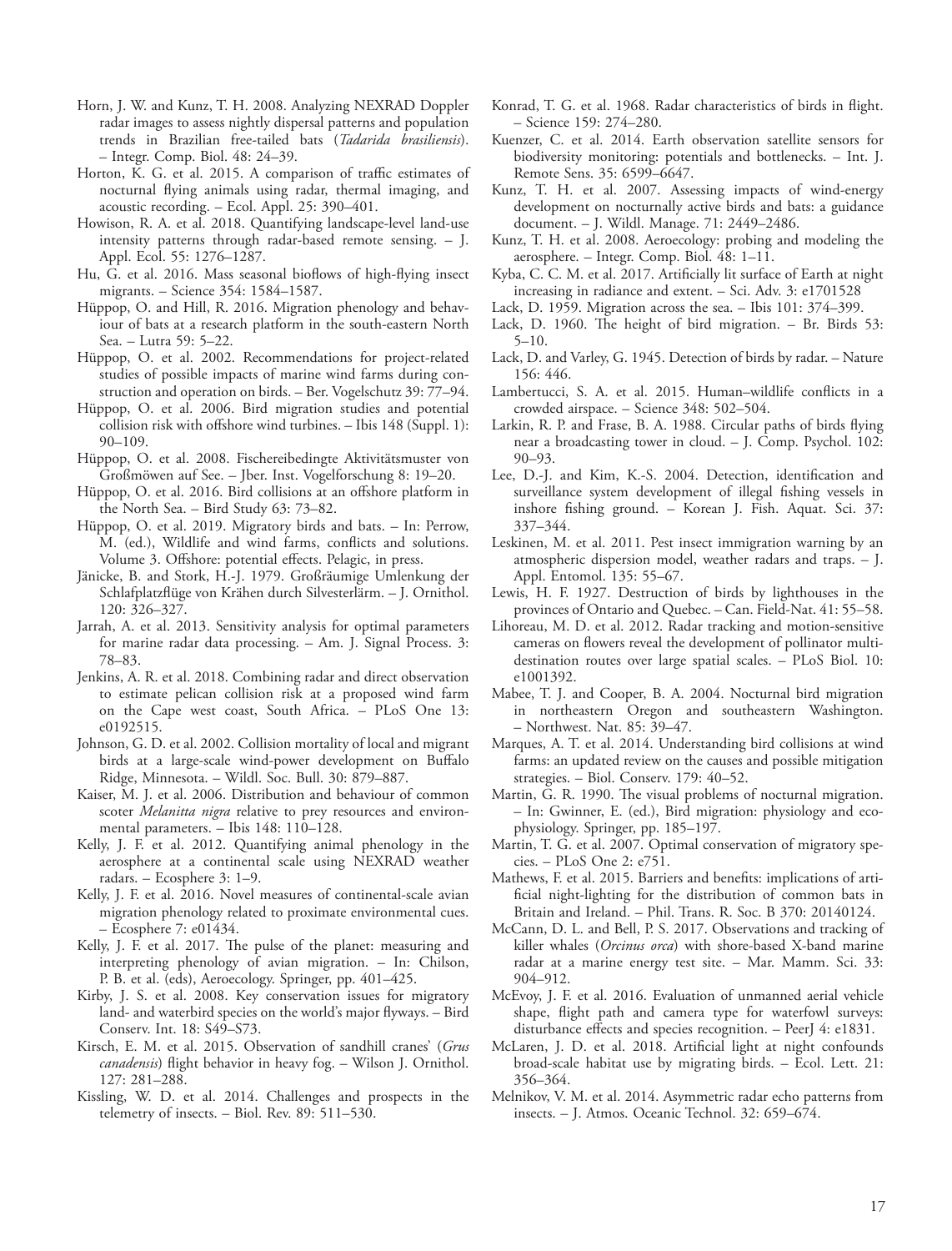Horn, J. W. and Kunz, T. H. 2008. Analyzing NEXRAD Doppler radar images to assess nightly dispersal patterns and population trends in Brazilian free-tailed bats (*Tadarida brasiliensis*). – Integr. Comp. Biol. 48: 24–39.

Horton, K. G. et al. 2015. A comparison of traffic estimates of nocturnal flying animals using radar, thermal imaging, and acoustic recording. – Ecol. Appl. 25: 390–401.

Howison, R. A. et al. 2018. Quantifying landscape-level land-use intensity patterns through radar-based remote sensing. – J. Appl. Ecol. 55: 1276–1287.

Hu, G. et al. 2016. Mass seasonal bioflows of high-flying insect migrants. – Science 354: 1584–1587.

Hüppop, O. and Hill, R. 2016. Migration phenology and behaviour of bats at a research platform in the south-eastern North Sea. – Lutra 59: 5–22.

Hüppop, O. et al. 2002. Recommendations for project-related studies of possible impacts of marine wind farms during construction and operation on birds. – Ber. Vogelschutz 39: 77–94.

Hüppop, O. et al. 2006. Bird migration studies and potential collision risk with offshore wind turbines. – Ibis 148 (Suppl. 1): 90–109.

Hüppop, O. et al. 2008. Fischereibedingte Aktivitätsmuster von Großmöwen auf See. – Jber. Inst. Vogelforschung 8: 19–20.

Hüppop, O. et al. 2016. Bird collisions at an offshore platform in the North Sea. – Bird Study 63: 73–82.

Hüppop, O. et al. 2019. Migratory birds and bats. – In: Perrow, M. (ed.), Wildlife and wind farms, conflicts and solutions. Volume 3. Offshore: potential effects. Pelagic, in press.

Jänicke, B. and Stork, H.-J. 1979. Großräumige Umlenkung der Schlafplatzflüge von Krähen durch Silvesterlärm. – J. Ornithol. 120: 326–327.

Jarrah, A. et al. 2013. Sensitivity analysis for optimal parameters for marine radar data processing. – Am. J. Signal Process. 3: 78–83.

Jenkins, A. R. et al. 2018. Combining radar and direct observation to estimate pelican collision risk at a proposed wind farm on the Cape west coast, South Africa. – PLoS One 13: e0192515.

Johnson, G. D. et al. 2002. Collision mortality of local and migrant birds at a large-scale wind-power development on Buffalo Ridge, Minnesota. – Wildl. Soc. Bull. 30: 879–887.

Kaiser, M. J. et al. 2006. Distribution and behaviour of common scoter *Melanitta nigra* relative to prey resources and environmental parameters. – Ibis 148: 110–128.

Kelly, J. F. et al. 2012. Quantifying animal phenology in the aerosphere at a continental scale using NEXRAD weather radars. – Ecosphere 3: 1–9.

Kelly, J. F. et al. 2016. Novel measures of continental-scale avian migration phenology related to proximate environmental cues. – Ecosphere 7: e01434.

Kelly, J. F. et al. 2017. The pulse of the planet: measuring and interpreting phenology of avian migration. – In: Chilson, P. B. et al. (eds), Aeroecology. Springer, pp. 401–425.

Kirby, J. S. et al. 2008. Key conservation issues for migratory land- and waterbird species on the world's major flyways. – Bird Conserv. Int. 18: S49–S73.

Kirsch, E. M. et al. 2015. Observation of sandhill cranes' (*Grus canadensis*) flight behavior in heavy fog. – Wilson J. Ornithol. 127: 281–288.

Kissling, W. D. et al. 2014. Challenges and prospects in the telemetry of insects. – Biol. Rev. 89: 511–530.

Konrad, T. G. et al. 1968. Radar characteristics of birds in flight. – Science 159: 274–280.

Kuenzer, C. et al. 2014. Earth observation satellite sensors for biodiversity monitoring: potentials and bottlenecks. – Int. J. Remote Sens. 35: 6599–6647.

Kunz, T. H. et al. 2007. Assessing impacts of wind-energy development on nocturnally active birds and bats: a guidance document. – J. Wildl. Manage. 71: 2449–2486.

Kunz, T. H. et al. 2008. Aeroecology: probing and modeling the aerosphere. – Integr. Comp. Biol. 48: 1–11.

Kyba, C. C. M. et al. 2017. Artificially lit surface of Earth at night increasing in radiance and extent. – Sci. Adv. 3: e1701528

Lack, D. 1959. Migration across the sea. – Ibis 101: 374–399.

Lack, D. 1960. The height of bird migration. – Br. Birds 53: 5–10.

Lack, D. and Varley, G. 1945. Detection of birds by radar. – Nature 156: 446.

Lambertucci, S. A. et al. 2015. Human–wildlife conflicts in a crowded airspace. – Science 348: 502–504.

Larkin, R. P. and Frase, B. A. 1988. Circular paths of birds flying near a broadcasting tower in cloud. – J. Comp. Psychol. 102: 90–93.

Lee, D.-J. and Kim, K.-S. 2004. Detection, identification and surveillance system development of illegal fishing vessels in inshore fishing ground. – Korean J. Fish. Aquat. Sci. 37: 337–344.

Leskinen, M. et al. 2011. Pest insect immigration warning by an atmospheric dispersion model, weather radars and traps. – J. Appl. Entomol. 135: 55–67.

Lewis, H. F. 1927. Destruction of birds by lighthouses in the provinces of Ontario and Quebec. – Can. Field-Nat. 41: 55–58.

Lihoreau, M. D. et al. 2012. Radar tracking and motion-sensitive cameras on flowers reveal the development of pollinator multi-destination routes over large spatial scales. – PLoS Biol. 10: e1001392.

Mabee, T. J. and Cooper, B. A. 2004. Nocturnal bird migration in northeastern Oregon and southeastern Washington. – Northwest. Nat. 85: 39–47.

Marques, A. T. et al. 2014. Understanding bird collisions at wind farms: an updated review on the causes and possible mitigation strategies. – Biol. Conserv. 179: 40–52.

Martin, G. R. 1990. The visual problems of nocturnal migration. – In: Gwinner, E. (ed.), Bird migration: physiology and ecophysiology. Springer, pp. 185–197.

Martin, T. G. et al. 2007. Optimal conservation of migratory species. – PLoS One 2: e751.

Mathews, F. et al. 2015. Barriers and benefits: implications of artificial night-lighting for the distribution of common bats in Britain and Ireland. – Phil. Trans. R. Soc. B 370: 20140124.

McCann, D. L. and Bell, P. S. 2017. Observations and tracking of killer whales (*Orcinus orca*) with shore-based X-band marine radar at a marine energy test site. – Mar. Mamm. Sci. 33: 904–912.

McEvoy, J. F. et al. 2016. Evaluation of unmanned aerial vehicle shape, flight path and camera type for waterfowl surveys: disturbance effects and species recognition. – PeerJ 4: e1831.

McLaren, J. D. et al. 2018. Artificial light at night confounds broad-scale habitat use by migrating birds. – Ecol. Lett. 21: 356–364.

Melnikov, V. M. et al. 2014. Asymmetric radar echo patterns from insects. – J. Atmos. Oceanic Technol. 32: 659–674.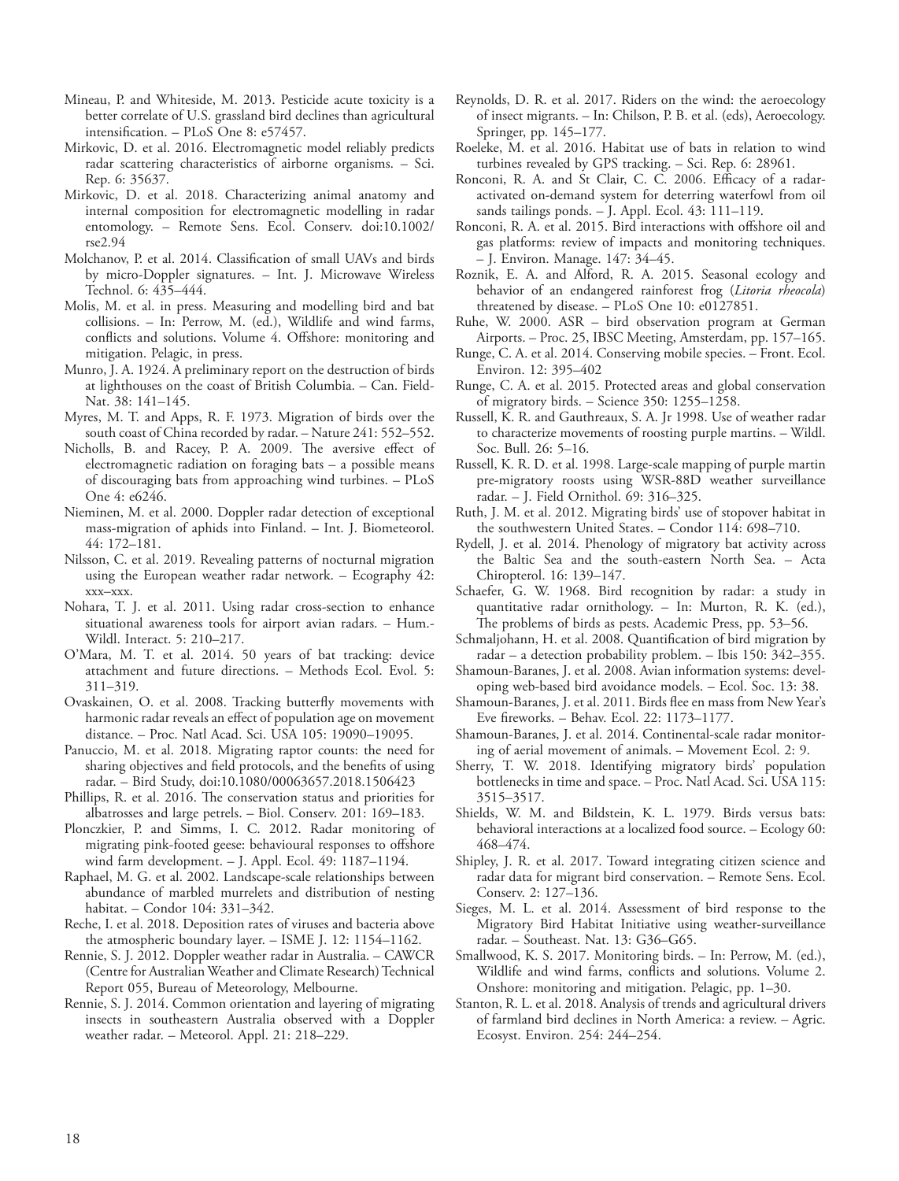Mineau, P. and Whiteside, M. 2013. Pesticide acute toxicity is a better correlate of U.S. grassland bird declines than agricultural intensification. – PLoS One 8: e57457.

Mirkovic, D. et al. 2016. Electromagnetic model reliably predicts radar scattering characteristics of airborne organisms. – Sci. Rep. 6: 35637.

Mirkovic, D. et al. 2018. Characterizing animal anatomy and internal composition for electromagnetic modelling in radar entomology. – Remote Sens. Ecol. Conserv. doi:10.1002/rse2.94

Molchanov, P. et al. 2014. Classification of small UAVs and birds by micro-Doppler signatures. – Int. J. Microwave Wireless Technol. 6: 435–444.

Molis, M. et al. in press. Measuring and modelling bird and bat collisions. – In: Perrow, M. (ed.), Wildlife and wind farms, conflicts and solutions. Volume 4. Offshore: monitoring and mitigation. Pelagic, in press.

Munro, J. A. 1924. A preliminary report on the destruction of birds at lighthouses on the coast of British Columbia. – Can. Field-Nat. 38: 141–145.

Myres, M. T. and Apps, R. F. 1973. Migration of birds over the south coast of China recorded by radar. – Nature 241: 552–552.

Nicholls, B. and Racey, P. A. 2009. The aversive effect of electromagnetic radiation on foraging bats – a possible means of discouraging bats from approaching wind turbines. – PLoS One 4: e6246.

Nieminen, M. et al. 2000. Doppler radar detection of exceptional mass-migration of aphids into Finland. – Int. J. Biometeorol. 44: 172–181.

Nilsson, C. et al. 2019. Revealing patterns of nocturnal migration using the European weather radar network. – Ecography 42: xxx–xxx.

Nohara, T. J. et al. 2011. Using radar cross-section to enhance situational awareness tools for airport avian radars. – Hum.-Wildl. Interact. 5: 210–217.

O'Mara, M. T. et al. 2014. 50 years of bat tracking: device attachment and future directions. – Methods Ecol. Evol. 5: 311–319.

Ovaskainen, O. et al. 2008. Tracking butterfly movements with harmonic radar reveals an effect of population age on movement distance. – Proc. Natl Acad. Sci. USA 105: 19090–19095.

Panuccio, M. et al. 2018. Migrating raptor counts: the need for sharing objectives and field protocols, and the benefits of using radar. – Bird Study, doi:10.1080/00063657.2018.1506423

Phillips, R. et al. 2016. The conservation status and priorities for albatrosses and large petrels. – Biol. Conserv. 201: 169–183.

Plonczkier, P. and Simms, I. C. 2012. Radar monitoring of migrating pink-footed geese: behavioural responses to offshore wind farm development. – J. Appl. Ecol. 49: 1187–1194.

Raphael, M. G. et al. 2002. Landscape-scale relationships between abundance of marbled murrelets and distribution of nesting habitat. – Condor 104: 331–342.

Reche, I. et al. 2018. Deposition rates of viruses and bacteria above the atmospheric boundary layer. – ISME J. 12: 1154–1162.

Rennie, S. J. 2012. Doppler weather radar in Australia. – CAWCR (Centre for Australian Weather and Climate Research) Technical Report 055, Bureau of Meteorology, Melbourne.

Rennie, S. J. 2014. Common orientation and layering of migrating insects in southeastern Australia observed with a Doppler weather radar. – Meteorol. Appl. 21: 218–229.

Reynolds, D. R. et al. 2017. Riders on the wind: the aeroecology of insect migrants. – In: Chilson, P. B. et al. (eds), Aeroecology. Springer, pp. 145–177.

Roeleke, M. et al. 2016. Habitat use of bats in relation to wind turbines revealed by GPS tracking. – Sci. Rep. 6: 28961.

Ronconi, R. A. and St Clair, C. C. 2006. Efficacy of a radar-activated on-demand system for deterring waterfowl from oil sands tailings ponds. – J. Appl. Ecol. 43: 111–119.

Ronconi, R. A. et al. 2015. Bird interactions with offshore oil and gas platforms: review of impacts and monitoring techniques. – J. Environ. Manage. 147: 34–45.

Roznik, E. A. and Alford, R. A. 2015. Seasonal ecology and behavior of an endangered rainforest frog (*Litoria rheocola*) threatened by disease. – PLoS One 10: e0127851.

Ruhe, W. 2000. ASR – bird observation program at German Airports. – Proc. 25, IBSC Meeting, Amsterdam, pp. 157–165.

Runge, C. A. et al. 2014. Conserving mobile species. – Front. Ecol. Environ. 12: 395–402

Runge, C. A. et al. 2015. Protected areas and global conservation of migratory birds. – Science 350: 1255–1258.

Russell, K. R. and Gauthreaux, S. A. Jr 1998. Use of weather radar to characterize movements of roosting purple martins. – Wildl. Soc. Bull. 26: 5–16.

Russell, K. R. D. et al. 1998. Large-scale mapping of purple martin pre-migratory roosts using WSR-88D weather surveillance radar. – J. Field Ornithol. 69: 316–325.

Ruth, J. M. et al. 2012. Migrating birds' use of stopover habitat in the southwestern United States. – Condor 114: 698–710.

Rydell, J. et al. 2014. Phenology of migratory bat activity across the Baltic Sea and the south-eastern North Sea. – Acta Chiropterol. 16: 139–147.

Schaefer, G. W. 1968. Bird recognition by radar: a study in quantitative radar ornithology. – In: Murton, R. K. (ed.), The problems of birds as pests. Academic Press, pp. 53–56.

Schmaljohann, H. et al. 2008. Quantification of bird migration by radar – a detection probability problem. – Ibis 150: 342–355.

Shamoun-Baranes, J. et al. 2008. Avian information systems: developing web-based bird avoidance models. – Ecol. Soc. 13: 38.

Shamoun-Baranes, J. et al. 2011. Birds flee en mass from New Year's Eve fireworks. – Behav. Ecol. 22: 1173–1177.

Shamoun-Baranes, J. et al. 2014. Continental-scale radar monitoring of aerial movement of animals. – Movement Ecol. 2: 9.

Sherry, T. W. 2018. Identifying migratory birds' population bottlenecks in time and space. – Proc. Natl Acad. Sci. USA 115: 3515–3517.

Shields, W. M. and Bildstein, K. L. 1979. Birds versus bats: behavioral interactions at a localized food source. – Ecology 60: 468–474.

Shipley, J. R. et al. 2017. Toward integrating citizen science and radar data for migrant bird conservation. – Remote Sens. Ecol. Conserv. 2: 127–136.

Sieges, M. L. et al. 2014. Assessment of bird response to the Migratory Bird Habitat Initiative using weather-surveillance radar. – Southeast. Nat. 13: G36–G65.

Smallwood, K. S. 2017. Monitoring birds. – In: Perrow, M. (ed.), Wildlife and wind farms, conflicts and solutions. Volume 2. Onshore: monitoring and mitigation. Pelagic, pp. 1–30.

Stanton, R. L. et al. 2018. Analysis of trends and agricultural drivers of farmland bird declines in North America: a review. – Agric. Ecosyst. Environ. 254: 244–254.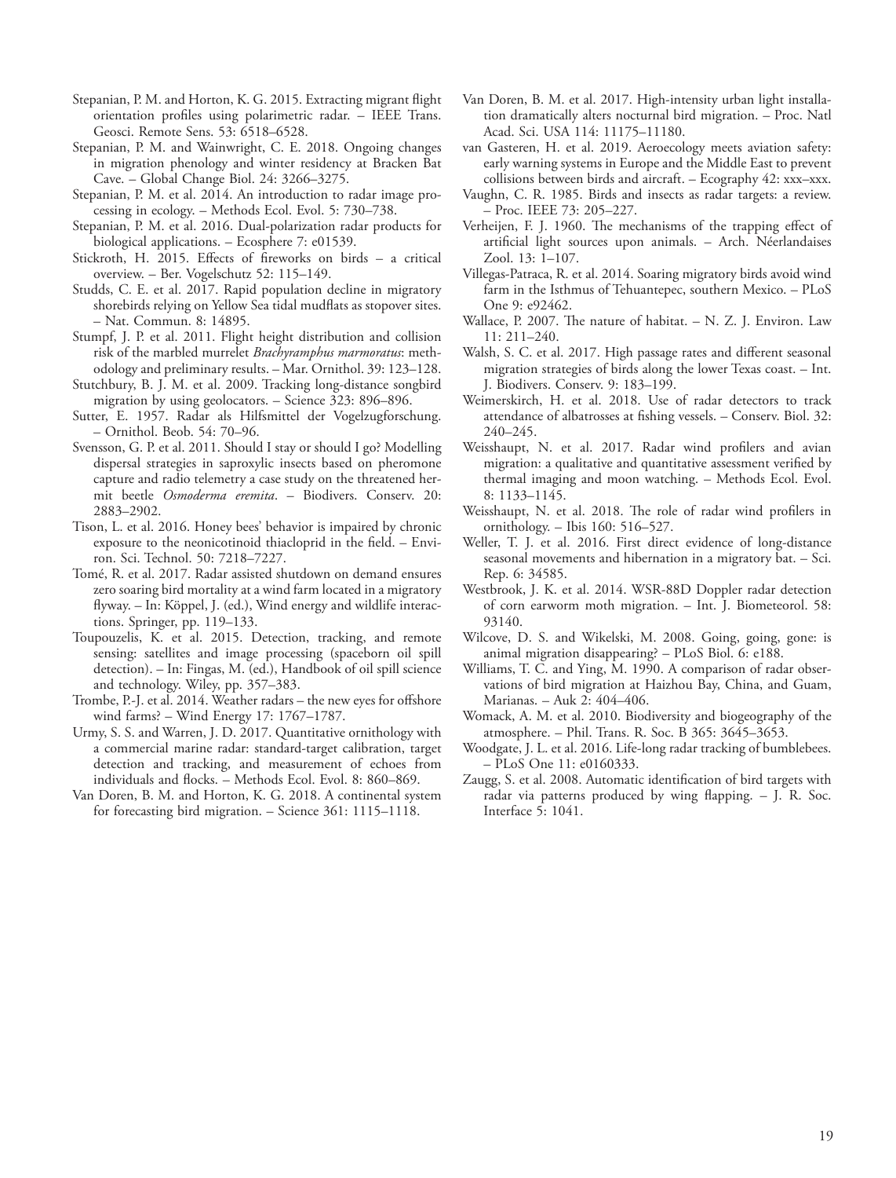Stepanian, P. M. and Horton, K. G. 2015. Extracting migrant flight orientation profiles using polarimetric radar. – IEEE Trans. Geosci. Remote Sens. 53: 6518–6528.

Stepanian, P. M. and Wainwright, C. E. 2018. Ongoing changes in migration phenology and winter residency at Bracken Bat Cave. – Global Change Biol. 24: 3266–3275.

Stepanian, P. M. et al. 2014. An introduction to radar image processing in ecology. – Methods Ecol. Evol. 5: 730–738.

Stepanian, P. M. et al. 2016. Dual-polarization radar products for biological applications. – Ecosphere 7: e01539.

Stickroth, H. 2015. Effects of fireworks on birds – a critical overview. – Ber. Vogelschutz 52: 115–149.

Studds, C. E. et al. 2017. Rapid population decline in migratory shorebirds relying on Yellow Sea tidal mudflats as stopover sites. – Nat. Commun. 8: 14895.

Stumpf, J. P. et al. 2011. Flight height distribution and collision risk of the marbled murrelet *Brachyramphus marmoratus*: methodology and preliminary results. – Mar. Ornithol. 39: 123–128.

Stutchbury, B. J. M. et al. 2009. Tracking long-distance songbird migration by using geolocators. – Science 323: 896–896.

Sutter, E. 1957. Radar als Hilfsmittel der Vogelzugforschung. – Ornithol. Beob. 54: 70–96.

Svensson, G. P. et al. 2011. Should I stay or should I go? Modelling dispersal strategies in saproxylic insects based on pheromone capture and radio telemetry a case study on the threatened hermit beetle *Osmoderma eremita*. – Biodivers. Conserv. 20: 2883–2902.

Tison, L. et al. 2016. Honey bees' behavior is impaired by chronic exposure to the neonicotinoid thiacloprid in the field. – Environ. Sci. Technol. 50: 7218–7227.

Tomé, R. et al. 2017. Radar assisted shutdown on demand ensures zero soaring bird mortality at a wind farm located in a migratory flyway. – In: Köppel, J. (ed.), Wind energy and wildlife interactions. Springer, pp. 119–133.

Toupouzelis, K. et al. 2015. Detection, tracking, and remote sensing: satellites and image processing (spaceborn oil spill detection). – In: Fingas, M. (ed.), Handbook of oil spill science and technology. Wiley, pp. 357–383.

Trombe, P.-J. et al. 2014. Weather radars – the new eyes for offshore wind farms? – Wind Energy 17: 1767–1787.

Urmy, S. S. and Warren, J. D. 2017. Quantitative ornithology with a commercial marine radar: standard-target calibration, target detection and tracking, and measurement of echoes from individuals and flocks. – Methods Ecol. Evol. 8: 860–869.

Van Doren, B. M. and Horton, K. G. 2018. A continental system for forecasting bird migration. – Science 361: 1115–1118.

Van Doren, B. M. et al. 2017. High-intensity urban light installation dramatically alters nocturnal bird migration. – Proc. Natl Acad. Sci. USA 114: 11175–11180.

van Gasteren, H. et al. 2019. Aeroecology meets aviation safety: early warning systems in Europe and the Middle East to prevent collisions between birds and aircraft. – Ecography 42: xxx–xxx.

Vaughn, C. R. 1985. Birds and insects as radar targets: a review. – Proc. IEEE 73: 205–227.

Verheijen, F. J. 1960. The mechanisms of the trapping effect of artificial light sources upon animals. – Arch. Néerlandaises Zool. 13: 1–107.

Villegas-Patraca, R. et al. 2014. Soaring migratory birds avoid wind farm in the Isthmus of Tehuantepec, southern Mexico. – PLoS One 9: e92462.

Wallace, P. 2007. The nature of habitat. – N. Z. J. Environ. Law 11: 211–240.

Walsh, S. C. et al. 2017. High passage rates and different seasonal migration strategies of birds along the lower Texas coast. – Int. J. Biodivers. Conserv. 9: 183–199.

Weimerskirch, H. et al. 2018. Use of radar detectors to track attendance of albatrosses at fishing vessels. – Conserv. Biol. 32: 240–245.

Weisshaupt, N. et al. 2017. Radar wind profilers and avian migration: a qualitative and quantitative assessment verified by thermal imaging and moon watching. – Methods Ecol. Evol. 8: 1133–1145.

Weisshaupt, N. et al. 2018. The role of radar wind profilers in ornithology. – Ibis 160: 516–527.

Weller, T. J. et al. 2016. First direct evidence of long-distance seasonal movements and hibernation in a migratory bat. – Sci. Rep. 6: 34585.

Westbrook, J. K. et al. 2014. WSR-88D Doppler radar detection of corn earworm moth migration. – Int. J. Biometeorol. 58: 93140.

Wilcove, D. S. and Wikelski, M. 2008. Going, going, gone: is animal migration disappearing? – PLoS Biol. 6: e188.

Williams, T. C. and Ying, M. 1990. A comparison of radar observations of bird migration at Haizhou Bay, China, and Guam, Marianas. – Auk 2: 404–406.

Womack, A. M. et al. 2010. Biodiversity and biogeography of the atmosphere. – Phil. Trans. R. Soc. B 365: 3645–3653.

Woodgate, J. L. et al. 2016. Life-long radar tracking of bumblebees. – PLoS One 11: e0160333.

Zaugg, S. et al. 2008. Automatic identification of bird targets with radar via patterns produced by wing flapping. – J. R. Soc. Interface 5: 1041.